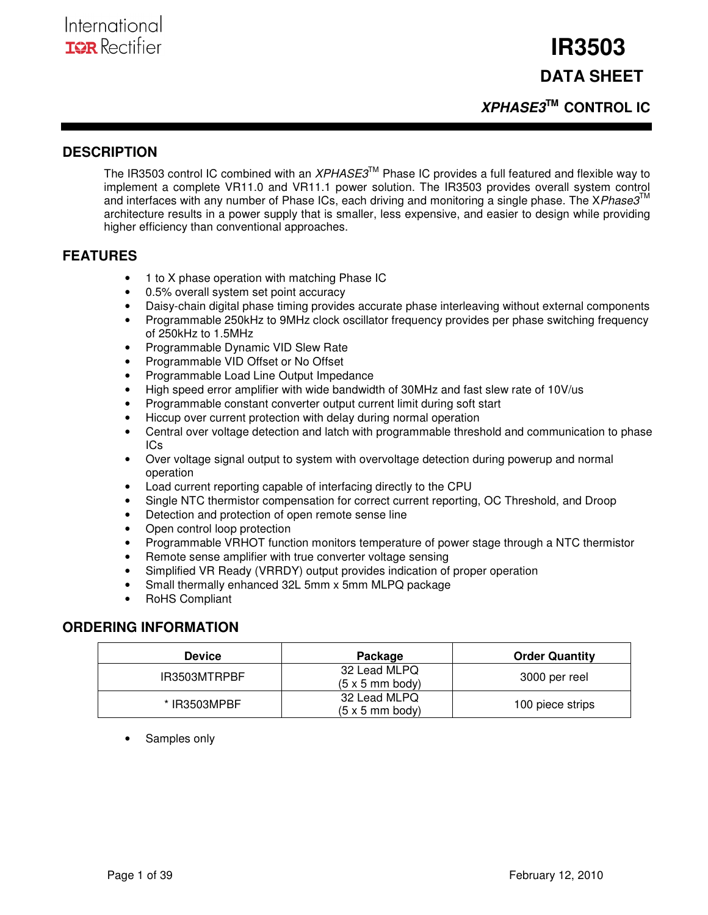International
IOR Rectifier

# IR3503

## DATA SHEET

### *XPHASE3*™ CONTROL IC

## DESCRIPTION

The IR3503 control IC combined with an *XPHASE3*™ Phase IC provides a full featured and flexible way to implement a complete VR11.0 and VR11.1 power solution. The IR3503 provides overall system control and interfaces with any number of Phase ICs, each driving and monitoring a single phase. The X*Phase3*™ architecture results in a power supply that is smaller, less expensive, and easier to design while providing higher efficiency than conventional approaches.

## FEATURES

- 1 to X phase operation with matching Phase IC
- 0.5% overall system set point accuracy
- Daisy-chain digital phase timing provides accurate phase interleaving without external components
- Programmable 250kHz to 9MHz clock oscillator frequency provides per phase switching frequency of 250kHz to 1.5MHz
- Programmable Dynamic VID Slew Rate
- Programmable VID Offset or No Offset
- Programmable Load Line Output Impedance
- High speed error amplifier with wide bandwidth of 30MHz and fast slew rate of 10V/us
- Programmable constant converter output current limit during soft start
- Hiccup over current protection with delay during normal operation
- Central over voltage detection and latch with programmable threshold and communication to phase ICs
- Over voltage signal output to system with overvoltage detection during powerup and normal operation
- Load current reporting capable of interfacing directly to the CPU
- Single NTC thermistor compensation for correct current reporting, OC Threshold, and Droop
- Detection and protection of open remote sense line
- Open control loop protection
- Programmable VRHOT function monitors temperature of power stage through a NTC thermistor
- Remote sense amplifier with true converter voltage sensing
- Simplified VR Ready (VRRDY) output provides indication of proper operation
- Small thermally enhanced 32L 5mm x 5mm MLPQ package
- RoHS Compliant

## ORDERING INFORMATION

| Device | Package | Order Quantity |
|---|---|---|
| IR3503MTRPBF | 32 Lead MLPQ (5 x 5 mm body) | 3000 per reel |
| * IR3503MPBF | 32 Lead MLPQ (5 x 5 mm body) | 100 piece strips |

- Samples only

February 12, 2010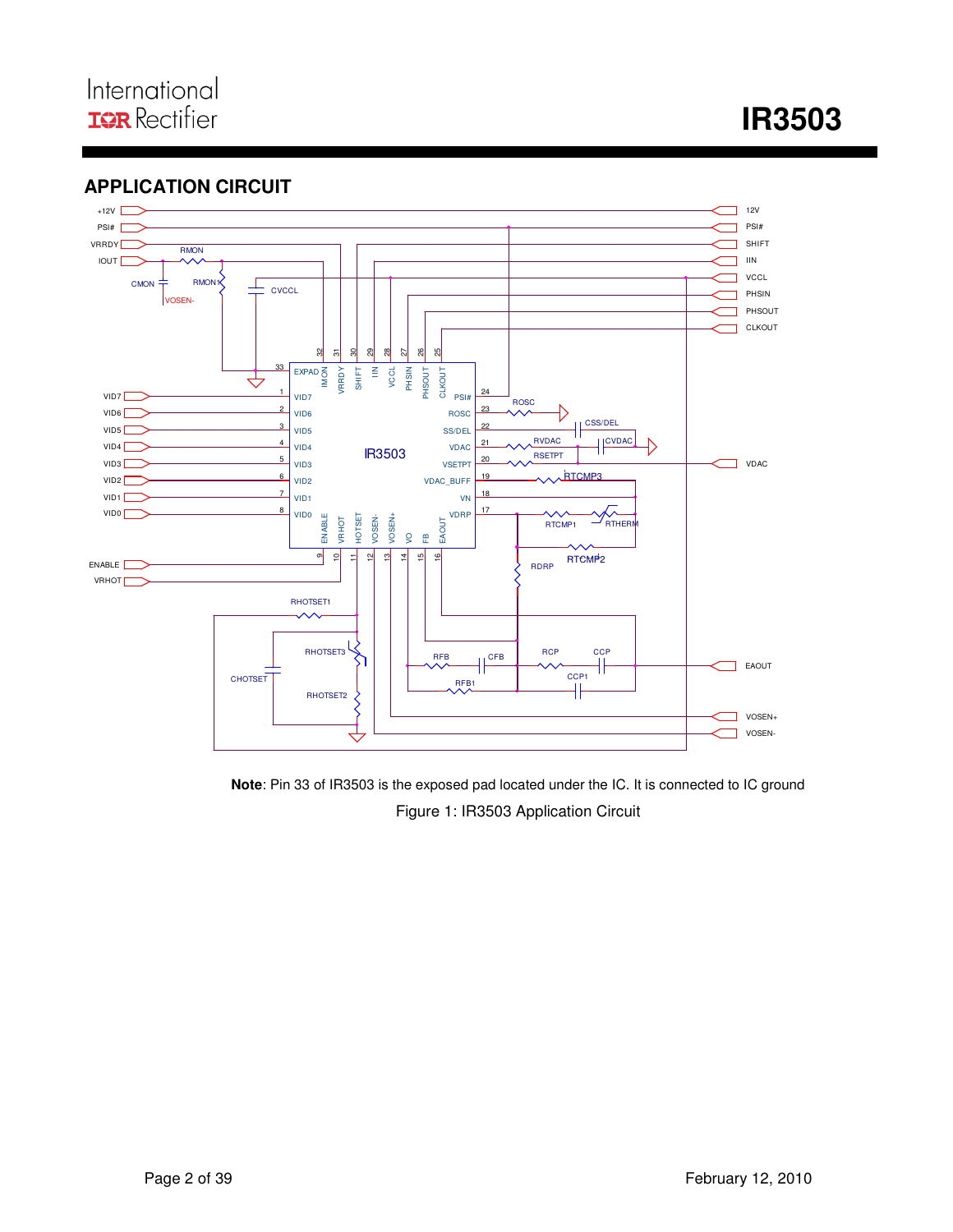## APPLICATION CIRCUIT

**Note**: Pin 33 of IR3503 is the exposed pad located under the IC. It is connected to IC ground

Figure 1: IR3503 Application Circuit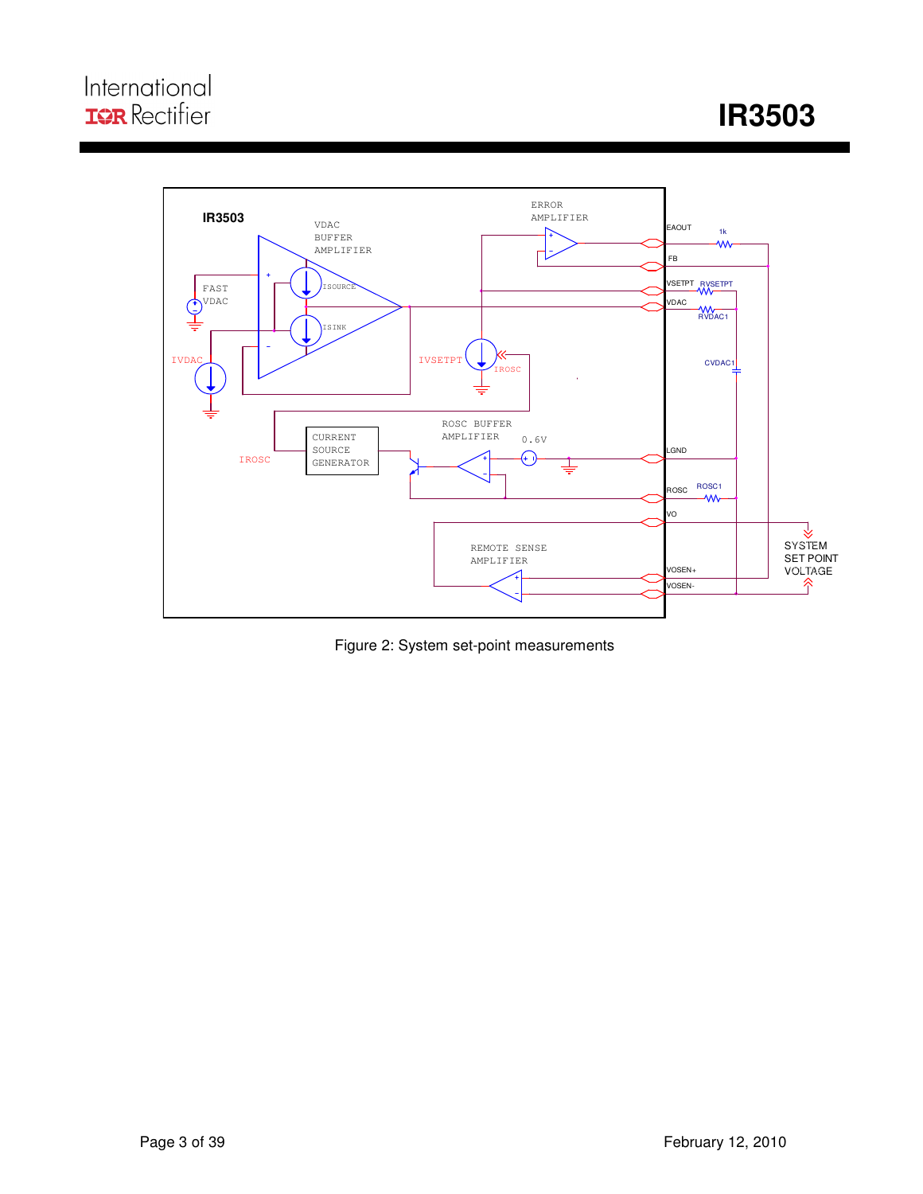IR3503

VDAC BUFFER AMPLIFIER

ERROR AMPLIFIER

FAST VDAC

ISOURCE

ISINK

IVDAC

IVSETPT

IROSC

EAOUT

1k

FB

VSETPT

RVSETPT

VDAC

RVDAC1

CVDAC1

ROSC BUFFER AMPLIFIER

CURRENT SOURCE GENERATOR

IROSC

0.6V

LGND

ROSC

ROSC1

VO

REMOTE SENSE AMPLIFIER

VOSEN+

VOSEN-

SYSTEM SET POINT VOLTAGE

Figure 2: System set-point measurements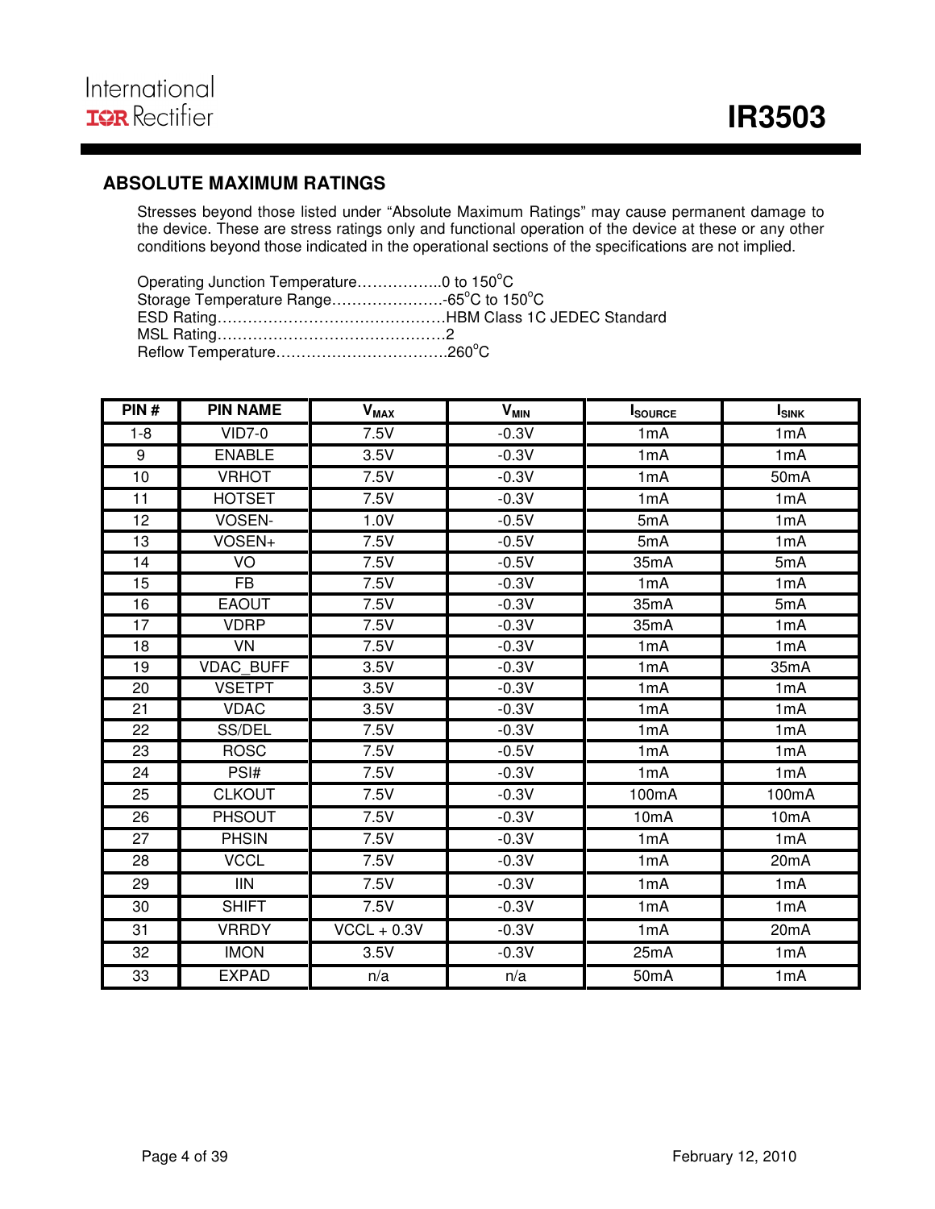## ABSOLUTE MAXIMUM RATINGS

Stresses beyond those listed under "Absolute Maximum Ratings" may cause permanent damage to the device. These are stress ratings only and functional operation of the device at these or any other conditions beyond those indicated in the operational sections of the specifications are not implied.

Operating Junction Temperature……………..0 to 150°C
Storage Temperature Range………………….-65°C to 150°C
ESD Rating………………………………………HBM Class 1C JEDEC Standard
MSL Rating………………………………………2
Reflow Temperature…………………………….260°C

| PIN # | PIN NAME | $V_{MAX}$ | $V_{MIN}$ | $I_{SOURCE}$ | $I_{SINK}$ |
|---|---|---|---|---|---|
| 1-8 | VID7-0 | 7.5V | -0.3V | 1mA | 1mA |
| 9 | ENABLE | 3.5V | -0.3V | 1mA | 1mA |
| 10 | VRHOT | 7.5V | -0.3V | 1mA | 50mA |
| 11 | HOTSET | 7.5V | -0.3V | 1mA | 1mA |
| 12 | VOSEN- | 1.0V | -0.5V | 5mA | 1mA |
| 13 | VOSEN+ | 7.5V | -0.5V | 5mA | 1mA |
| 14 | VO | 7.5V | -0.5V | 35mA | 5mA |
| 15 | FB | 7.5V | -0.3V | 1mA | 1mA |
| 16 | EAOUT | 7.5V | -0.3V | 35mA | 5mA |
| 17 | VDRP | 7.5V | -0.3V | 35mA | 1mA |
| 18 | VN | 7.5V | -0.3V | 1mA | 1mA |
| 19 | VDAC_BUFF | 3.5V | -0.3V | 1mA | 35mA |
| 20 | VSETPT | 3.5V | -0.3V | 1mA | 1mA |
| 21 | VDAC | 3.5V | -0.3V | 1mA | 1mA |
| 22 | SS/DEL | 7.5V | -0.3V | 1mA | 1mA |
| 23 | ROSC | 7.5V | -0.5V | 1mA | 1mA |
| 24 | PSI# | 7.5V | -0.3V | 1mA | 1mA |
| 25 | CLKOUT | 7.5V | -0.3V | 100mA | 100mA |
| 26 | PHSOUT | 7.5V | -0.3V | 10mA | 10mA |
| 27 | PHSIN | 7.5V | -0.3V | 1mA | 1mA |
| 28 | VCCL | 7.5V | -0.3V | 1mA | 20mA |
| 29 | IIN | 7.5V | -0.3V | 1mA | 1mA |
| 30 | SHIFT | 7.5V | -0.3V | 1mA | 1mA |
| 31 | VRRDY | VCCL + 0.3V | -0.3V | 1mA | 20mA |
| 32 | IMON | 3.5V | -0.3V | 25mA | 1mA |
| 33 | EXPAD | n/a | n/a | 50mA | 1mA |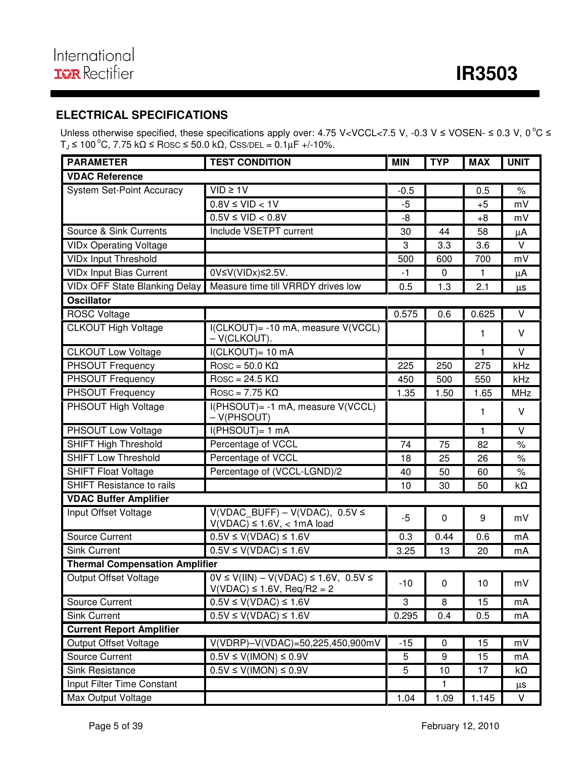## ELECTRICAL SPECIFICATIONS

Unless otherwise specified, these specifications apply over: 4.75 V<VCCL<7.5 V, -0.3 V ≤ VOSEN- ≤ 0.3 V, 0 °C ≤ $T_J$ ≤ 100 °C, 7.75 kΩ ≤ ROSC ≤ 50.0 kΩ, CSS/DEL = 0.1µF +/-10%.

| PARAMETER | TEST CONDITION | MIN | TYP | MAX | UNIT |
|---|---|---|---|---|---|
| **VDAC Reference** | | | | | |
| System Set-Point Accuracy | VID ≥ 1V | -0.5 | | 0.5 | % |
| | 0.8V ≤ VID < 1V | -5 | | +5 | mV |
| | 0.5V ≤ VID < 0.8V | -8 | | +8 | mV |
| Source & Sink Currents | Include VSETPT current | 30 | 44 | 58 | µA |
| VIDx Operating Voltage | | 3 | 3.3 | 3.6 | V |
| VIDx Input Threshold | | 500 | 600 | 700 | mV |
| VIDx Input Bias Current | 0V≤V(VIDx)≤2.5V. | -1 | 0 | 1 | µA |
| VIDx OFF State Blanking Delay | Measure time till VRRDY drives low | 0.5 | 1.3 | 2.1 | µs |
| **Oscillator** | | | | | |
| ROSC Voltage | | 0.575 | 0.6 | 0.625 | V |
| CLKOUT High Voltage | I(CLKOUT)= -10 mA, measure V(VCCL) – V(CLKOUT). | | | 1 | V |
| CLKOUT Low Voltage | I(CLKOUT)= 10 mA | | | 1 | V |
| PHSOUT Frequency | ROSC = 50.0 KΩ | 225 | 250 | 275 | kHz |
| PHSOUT Frequency | ROSC = 24.5 KΩ | 450 | 500 | 550 | kHz |
| PHSOUT Frequency | ROSC = 7.75 KΩ | 1.35 | 1.50 | 1.65 | MHz |
| PHSOUT High Voltage | I(PHSOUT)= -1 mA, measure V(VCCL) – V(PHSOUT) | | | 1 | V |
| PHSOUT Low Voltage | I(PHSOUT)= 1 mA | | | 1 | V |
| SHIFT High Threshold | Percentage of VCCL | 74 | 75 | 82 | % |
| SHIFT Low Threshold | Percentage of VCCL | 18 | 25 | 26 | % |
| SHIFT Float Voltage | Percentage of (VCCL-LGND)/2 | 40 | 50 | 60 | % |
| SHIFT Resistance to rails | | 10 | 30 | 50 | kΩ |
| **VDAC Buffer Amplifier** | | | | | |
| Input Offset Voltage | V(VDAC_BUFF) – V(VDAC), 0.5V ≤ V(VDAC) ≤ 1.6V, < 1mA load | -5 | 0 | 9 | mV |
| Source Current | 0.5V ≤ V(VDAC) ≤ 1.6V | 0.3 | 0.44 | 0.6 | mA |
| Sink Current | 0.5V ≤ V(VDAC) ≤ 1.6V | 3.25 | 13 | 20 | mA |
| **Thermal Compensation Amplifier** | | | | | |
| Output Offset Voltage | 0V ≤ V(IIN) – V(VDAC) ≤ 1.6V, 0.5V ≤ V(VDAC) ≤ 1.6V, Req/R2 = 2 | -10 | 0 | 10 | mV |
| Source Current | 0.5V ≤ V(VDAC) ≤ 1.6V | 3 | 8 | 15 | mA |
| Sink Current | 0.5V ≤ V(VDAC) ≤ 1.6V | 0.295 | 0.4 | 0.5 | mA |
| **Current Report Amplifier** | | | | | |
| Output Offset Voltage | V(VDRP)–V(VDAC)=50,225,450,900mV | -15 | 0 | 15 | mV |
| Source Current | 0.5V ≤ V(IMON) ≤ 0.9V | 5 | 9 | 15 | mA |
| Sink Resistance | 0.5V ≤ V(IMON) ≤ 0.9V | 5 | 10 | 17 | kΩ |
| Input Filter Time Constant | | | 1 | | µs |
| Max Output Voltage | | 1.04 | 1.09 | 1.145 | V |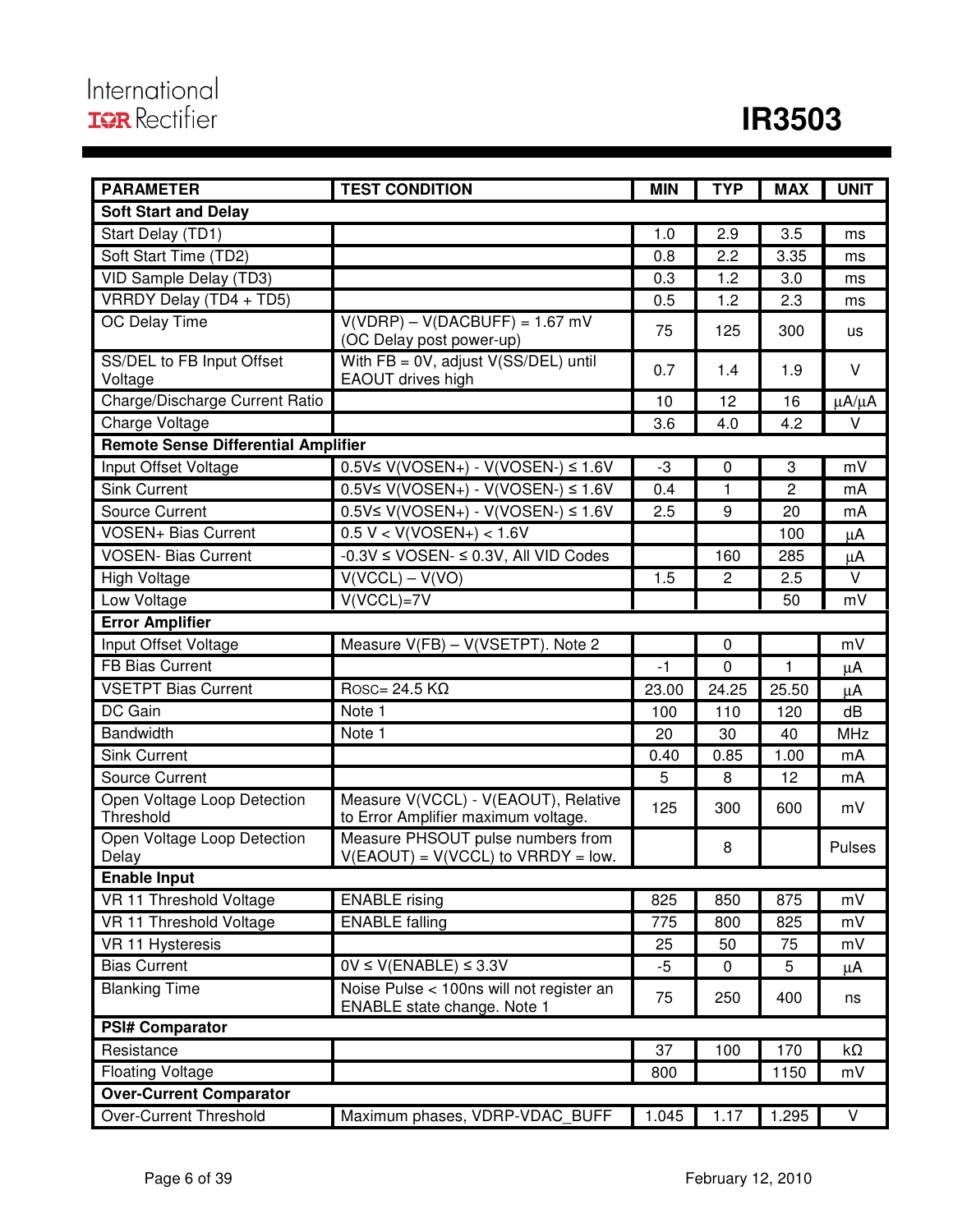| PARAMETER | TEST CONDITION | MIN | TYP | MAX | UNIT |
|---|---|---|---|---|---|
| **Soft Start and Delay** | | | | | |
| Start Delay (TD1) | | 1.0 | 2.9 | 3.5 | ms |
| Soft Start Time (TD2) | | 0.8 | 2.2 | 3.35 | ms |
| VID Sample Delay (TD3) | | 0.3 | 1.2 | 3.0 | ms |
| VRRDY Delay (TD4 + TD5) | | 0.5 | 1.2 | 2.3 | ms |
| OC Delay Time | V(VDRP) – V(DACBUFF) = 1.67 mV (OC Delay post power-up) | 75 | 125 | 300 | us |
| SS/DEL to FB Input Offset Voltage | With FB = 0V, adjust V(SS/DEL) until EAOUT drives high | 0.7 | 1.4 | 1.9 | V |
| Charge/Discharge Current Ratio | | 10 | 12 | 16 | μA/μA |
| Charge Voltage | | 3.6 | 4.0 | 4.2 | V |
| **Remote Sense Differential Amplifier** | | | | | |
| Input Offset Voltage | 0.5V≤ V(VOSEN+) - V(VOSEN-) ≤ 1.6V | -3 | 0 | 3 | mV |
| Sink Current | 0.5V≤ V(VOSEN+) - V(VOSEN-) ≤ 1.6V | 0.4 | 1 | 2 | mA |
| Source Current | 0.5V≤ V(VOSEN+) - V(VOSEN-) ≤ 1.6V | 2.5 | 9 | 20 | mA |
| VOSEN+ Bias Current | 0.5 V < V(VOSEN+) < 1.6V | | | 100 | μA |
| VOSEN- Bias Current | -0.3V ≤ VOSEN- ≤ 0.3V, All VID Codes | | 160 | 285 | μA |
| High Voltage | V(VCCL) – V(VO) | 1.5 | 2 | 2.5 | V |
| Low Voltage | V(VCCL)=7V | | | 50 | mV |
| **Error Amplifier** | | | | | |
| Input Offset Voltage | Measure V(FB) – V(VSETPT). Note 2 | | 0 | | mV |
| FB Bias Current | | -1 | 0 | 1 | μA |
| VSETPT Bias Current | ROSC= 24.5 KΩ | 23.00 | 24.25 | 25.50 | μA |
| DC Gain | Note 1 | 100 | 110 | 120 | dB |
| Bandwidth | Note 1 | 20 | 30 | 40 | MHz |
| Sink Current | | 0.40 | 0.85 | 1.00 | mA |
| Source Current | | 5 | 8 | 12 | mA |
| Open Voltage Loop Detection Threshold | Measure V(VCCL) - V(EAOUT), Relative to Error Amplifier maximum voltage. | 125 | 300 | 600 | mV |
| Open Voltage Loop Detection Delay | Measure PHSOUT pulse numbers from V(EAOUT) = V(VCCL) to VRRDY = low. | | 8 | | Pulses |
| **Enable Input** | | | | | |
| VR 11 Threshold Voltage | ENABLE rising | 825 | 850 | 875 | mV |
| VR 11 Threshold Voltage | ENABLE falling | 775 | 800 | 825 | mV |
| VR 11 Hysteresis | | 25 | 50 | 75 | mV |
| Bias Current | 0V ≤ V(ENABLE) ≤ 3.3V | -5 | 0 | 5 | μA |
| Blanking Time | Noise Pulse < 100ns will not register an ENABLE state change. Note 1 | 75 | 250 | 400 | ns |
| **PSI# Comparator** | | | | | |
| Resistance | | 37 | 100 | 170 | kΩ |
| Floating Voltage | | 800 | | 1150 | mV |
| **Over-Current Comparator** | | | | | |
| Over-Current Threshold | Maximum phases, VDRP-VDAC_BUFF | 1.045 | 1.17 | 1.295 | V |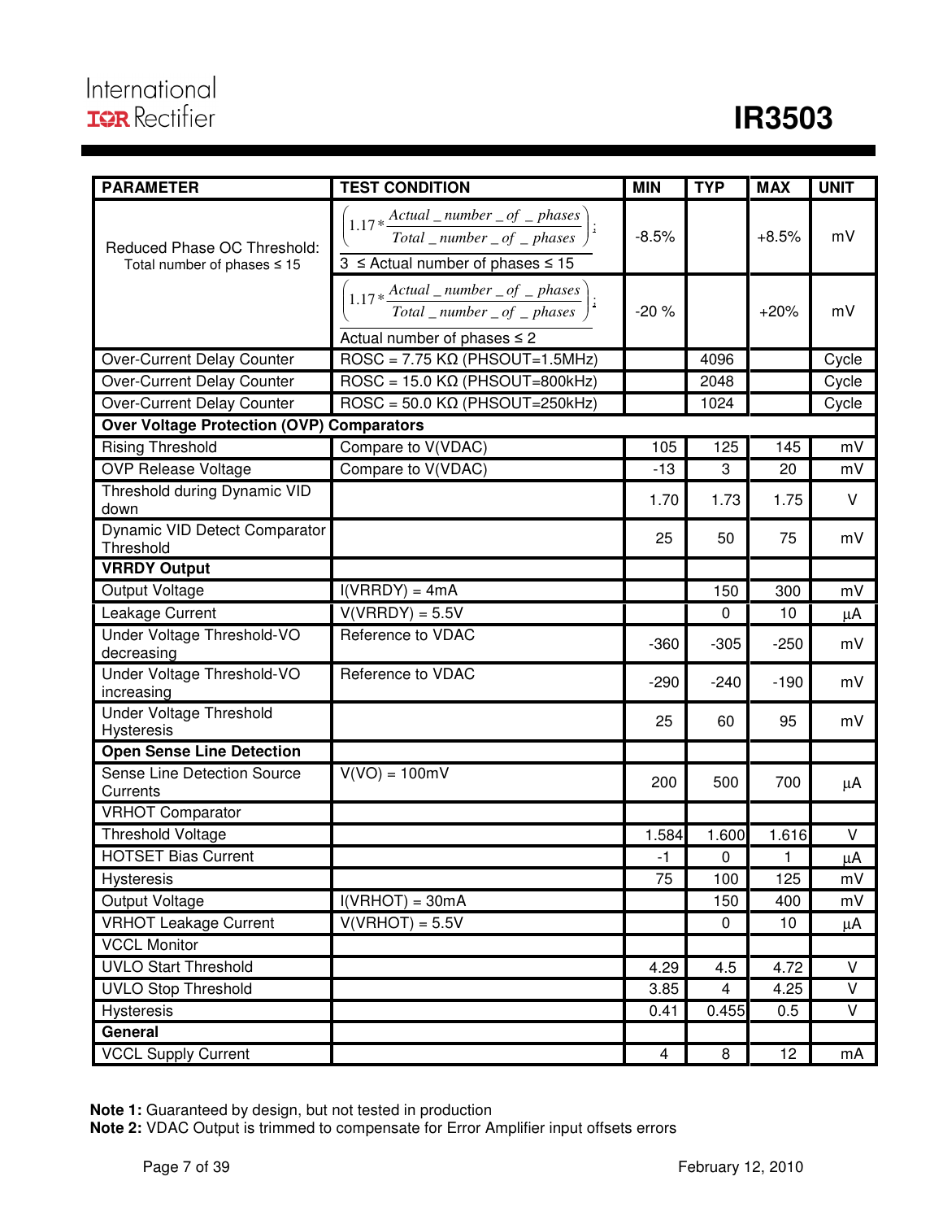| PARAMETER | TEST CONDITION | MIN | TYP | MAX | UNIT |
|---|---|---|---|---|---|
| Reduced Phase OC Threshold: Total number of phases ≤ 15 | $\left(1.17 * \frac{Actual\_number\_of\_phases}{Total\_number\_of\_phases}\right)$; 3 ≤ Actual number of phases ≤ 15 | -8.5% | | +8.5% | mV |
| | $\left(1.17 * \frac{Actual\_number\_of\_phases}{Total\_number\_of\_phases}\right)$; Actual number of phases ≤ 2 | -20 % | | +20% | mV |
| Over-Current Delay Counter | ROSC = 7.75 KΩ (PHSOUT=1.5MHz) | | 4096 | | Cycle |
| Over-Current Delay Counter | ROSC = 15.0 KΩ (PHSOUT=800kHz) | | 2048 | | Cycle |
| Over-Current Delay Counter | ROSC = 50.0 KΩ (PHSOUT=250kHz) | | 1024 | | Cycle |
| **Over Voltage Protection (OVP) Comparators** | | | | | |
| Rising Threshold | Compare to V(VDAC) | 105 | 125 | 145 | mV |
| OVP Release Voltage | Compare to V(VDAC) | -13 | 3 | 20 | mV |
| Threshold during Dynamic VID down | | 1.70 | 1.73 | 1.75 | V |
| Dynamic VID Detect Comparator Threshold | | 25 | 50 | 75 | mV |
| **VRRDY Output** | | | | | |
| Output Voltage | I(VRRDY) = 4mA | | 150 | 300 | mV |
| Leakage Current | V(VRRDY) = 5.5V | | 0 | 10 | μA |
| Under Voltage Threshold-VO decreasing | Reference to VDAC | -360 | -305 | -250 | mV |
| Under Voltage Threshold-VO increasing | Reference to VDAC | -290 | -240 | -190 | mV |
| Under Voltage Threshold Hysteresis | | 25 | 60 | 95 | mV |
| **Open Sense Line Detection** | | | | | |
| Sense Line Detection Source Currents | V(VO) = 100mV | 200 | 500 | 700 | μA |
| VRHOT Comparator | | | | | |
| Threshold Voltage | | 1.584 | 1.600 | 1.616 | V |
| HOTSET Bias Current | | -1 | 0 | 1 | μA |
| Hysteresis | | 75 | 100 | 125 | mV |
| Output Voltage | I(VRHOT) = 30mA | | 150 | 400 | mV |
| VRHOT Leakage Current | V(VRHOT) = 5.5V | | 0 | 10 | μA |
| VCCL Monitor | | | | | |
| UVLO Start Threshold | | 4.29 | 4.5 | 4.72 | V |
| UVLO Stop Threshold | | 3.85 | 4 | 4.25 | V |
| Hysteresis | | 0.41 | 0.455 | 0.5 | V |
| **General** | | | | | |
| VCCL Supply Current | | 4 | 8 | 12 | mA |

**Note 1:** Guaranteed by design, but not tested in production
**Note 2:** VDAC Output is trimmed to compensate for Error Amplifier input offsets errors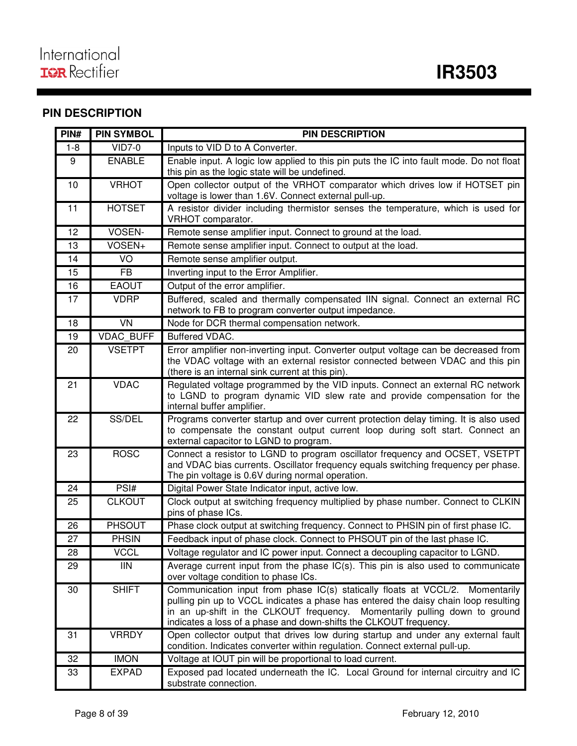## PIN DESCRIPTION

| PIN# | PIN SYMBOL | PIN DESCRIPTION |
|---|---|---|
| 1-8 | VID7-0 | Inputs to VID D to A Converter. |
| 9 | ENABLE | Enable input. A logic low applied to this pin puts the IC into fault mode. Do not float this pin as the logic state will be undefined. |
| 10 | VRHOT | Open collector output of the VRHOT comparator which drives low if HOTSET pin voltage is lower than 1.6V. Connect external pull-up. |
| 11 | HOTSET | A resistor divider including thermistor senses the temperature, which is used for VRHOT comparator. |
| 12 | VOSEN- | Remote sense amplifier input. Connect to ground at the load. |
| 13 | VOSEN+ | Remote sense amplifier input. Connect to output at the load. |
| 14 | VO | Remote sense amplifier output. |
| 15 | FB | Inverting input to the Error Amplifier. |
| 16 | EAOUT | Output of the error amplifier. |
| 17 | VDRP | Buffered, scaled and thermally compensated IIN signal. Connect an external RC network to FB to program converter output impedance. |
| 18 | VN | Node for DCR thermal compensation network. |
| 19 | VDAC_BUFF | Buffered VDAC. |
| 20 | VSETPT | Error amplifier non-inverting input. Converter output voltage can be decreased from the VDAC voltage with an external resistor connected between VDAC and this pin (there is an internal sink current at this pin). |
| 21 | VDAC | Regulated voltage programmed by the VID inputs. Connect an external RC network to LGND to program dynamic VID slew rate and provide compensation for the internal buffer amplifier. |
| 22 | SS/DEL | Programs converter startup and over current protection delay timing. It is also used to compensate the constant output current loop during soft start. Connect an external capacitor to LGND to program. |
| 23 | ROSC | Connect a resistor to LGND to program oscillator frequency and OCSET, VSETPT and VDAC bias currents. Oscillator frequency equals switching frequency per phase. The pin voltage is 0.6V during normal operation. |
| 24 | PSI# | Digital Power State Indicator input, active low. |
| 25 | CLKOUT | Clock output at switching frequency multiplied by phase number. Connect to CLKIN pins of phase ICs. |
| 26 | PHSOUT | Phase clock output at switching frequency. Connect to PHSIN pin of first phase IC. |
| 27 | PHSIN | Feedback input of phase clock. Connect to PHSOUT pin of the last phase IC. |
| 28 | VCCL | Voltage regulator and IC power input. Connect a decoupling capacitor to LGND. |
| 29 | IIN | Average current input from the phase IC(s). This pin is also used to communicate over voltage condition to phase ICs. |
| 30 | SHIFT | Communication input from phase IC(s) statically floats at VCCL/2. Momentarily pulling pin up to VCCL indicates a phase has entered the daisy chain loop resulting in an up-shift in the CLKOUT frequency. Momentarily pulling down to ground indicates a loss of a phase and down-shifts the CLKOUT frequency. |
| 31 | VRRDY | Open collector output that drives low during startup and under any external fault condition. Indicates converter within regulation. Connect external pull-up. |
| 32 | IMON | Voltage at IOUT pin will be proportional to load current. |
| 33 | EXPAD | Exposed pad located underneath the IC. Local Ground for internal circuitry and IC substrate connection. |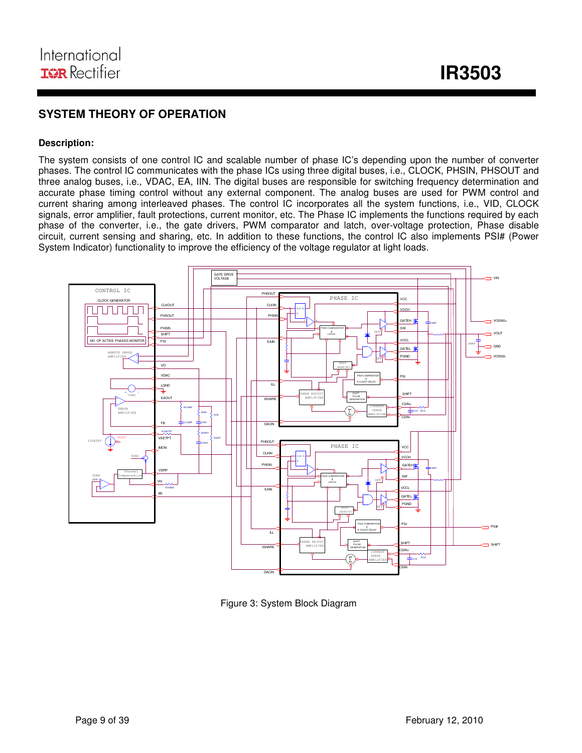## SYSTEM THEORY OF OPERATION

### Description:

The system consists of one control IC and scalable number of phase IC's depending upon the number of converter phases. The control IC communicates with the phase ICs using three digital buses, i.e., CLOCK, PHSIN, PHSOUT and three analog buses, i.e., VDAC, EA, IIN. The digital buses are responsible for switching frequency determination and accurate phase timing control without any external component. The analog buses are used for PWM control and current sharing among interleaved phases. The control IC incorporates all the system functions, i.e., VID, CLOCK signals, error amplifier, fault protections, current monitor, etc. The Phase IC implements the functions required by each phase of the converter, i.e., the gate drivers, PWM comparator and latch, over-voltage protection, Phase disable circuit, current sensing and sharing, etc. In addition to these functions, the control IC also implements PSI# (Power System Indicator) functionality to improve the efficiency of the voltage regulator at light loads.

Figure 3: System Block Diagram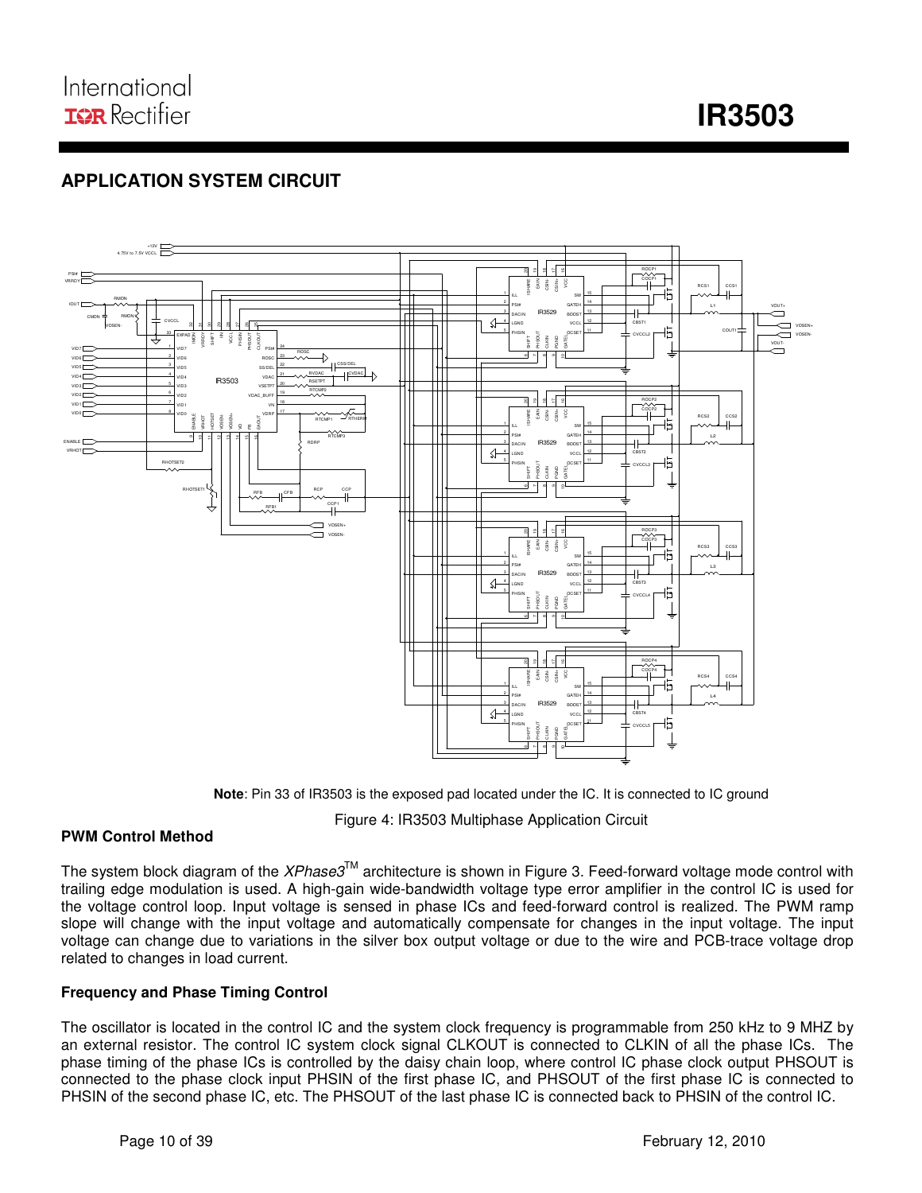## APPLICATION SYSTEM CIRCUIT

**Note**: Pin 33 of IR3503 is the exposed pad located under the IC. It is connected to IC ground

Figure 4: IR3503 Multiphase Application Circuit

### PWM Control Method

The system block diagram of the *XPhase3*™ architecture is shown in Figure 3. Feed-forward voltage mode control with trailing edge modulation is used. A high-gain wide-bandwidth voltage type error amplifier in the control IC is used for the voltage control loop. Input voltage is sensed in phase ICs and feed-forward control is realized. The PWM ramp slope will change with the input voltage and automatically compensate for changes in the input voltage. The input voltage can change due to variations in the silver box output voltage or due to the wire and PCB-trace voltage drop related to changes in load current.

### Frequency and Phase Timing Control

The oscillator is located in the control IC and the system clock frequency is programmable from 250 kHz to 9 MHZ by an external resistor. The control IC system clock signal CLKOUT is connected to CLKIN of all the phase ICs. The phase timing of the phase ICs is controlled by the daisy chain loop, where control IC phase clock output PHSOUT is connected to the phase clock input PHSIN of the first phase IC, and PHSOUT of the first phase IC is connected to PHSIN of the second phase IC, etc. The PHSOUT of the last phase IC is connected back to PHSIN of the control IC.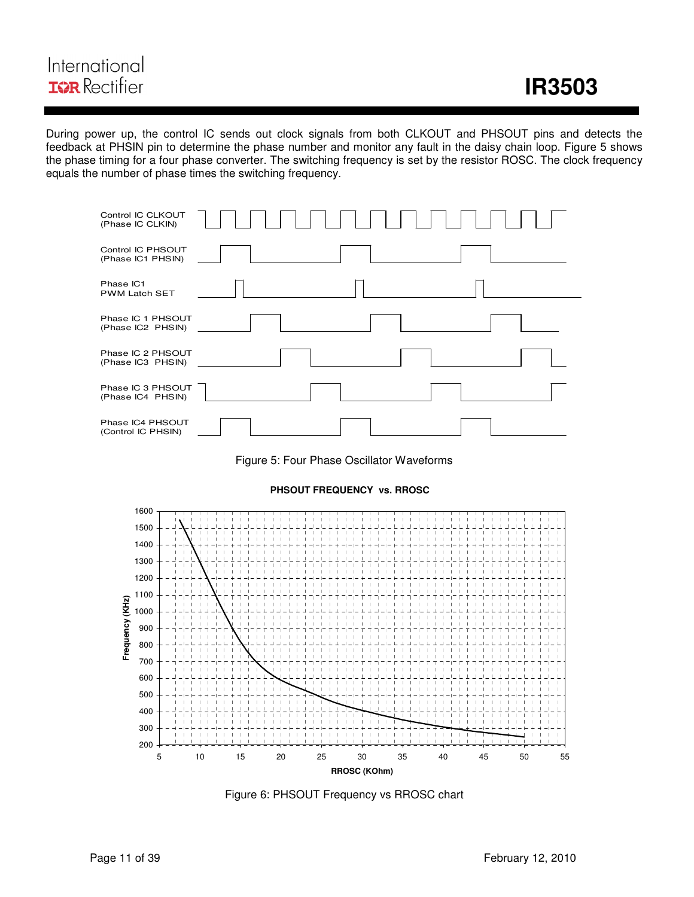During power up, the control IC sends out clock signals from both CLKOUT and PHSOUT pins and detects the feedback at PHSIN pin to determine the phase number and monitor any fault in the daisy chain loop. Figure 5 shows the phase timing for a four phase converter. The switching frequency is set by the resistor ROSC. The clock frequency equals the number of phase times the switching frequency.

Control IC CLKOUT
(Phase IC CLKIN)

Control IC PHSOUT
(Phase IC1 PHSIN)

Phase IC1
PWM Latch SET

Phase IC 1 PHSOUT
(Phase IC2 PHSIN)

Phase IC 2 PHSOUT
(Phase IC3 PHSIN)

Phase IC 3 PHSOUT
(Phase IC4 PHSIN)

Phase IC4 PHSOUT
(Control IC PHSIN)

Figure 5: Four Phase Oscillator Waveforms

PHSOUT FREQUENCY vs. RROSC

Frequency (KHz)

1600
1500
1400
1300
1200
1100
1000
900
800
700
600
500
400
300
200

5 10 15 20 25 30 35 40 45 50 55

RROSC (KOhm)

Figure 6: PHSOUT Frequency vs RROSC chart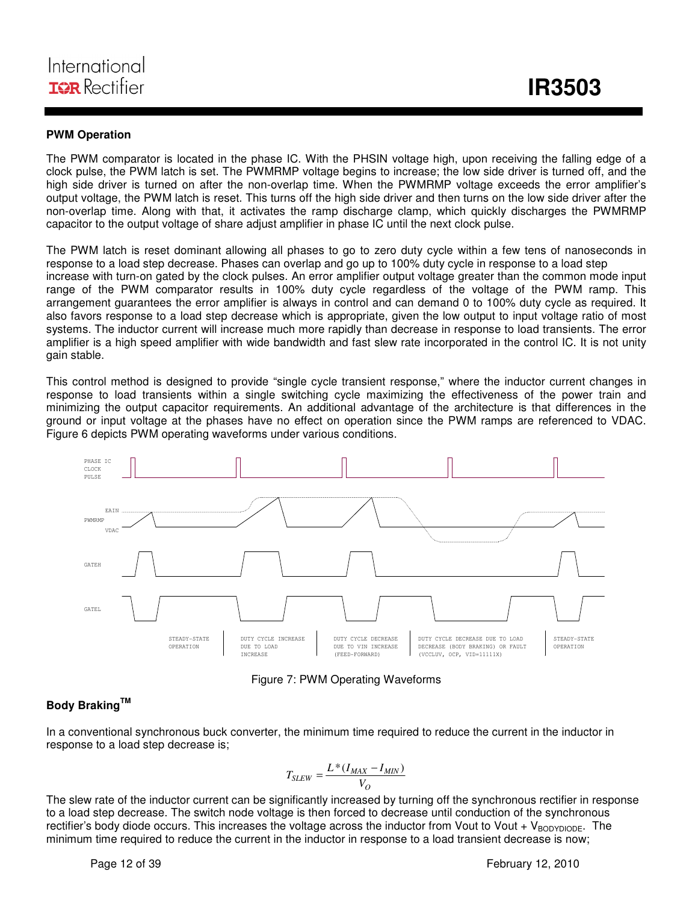### PWM Operation

The PWM comparator is located in the phase IC. With the PHSIN voltage high, upon receiving the falling edge of a clock pulse, the PWM latch is set. The PWMRMP voltage begins to increase; the low side driver is turned off, and the high side driver is turned on after the non-overlap time. When the PWMRMP voltage exceeds the error amplifier's output voltage, the PWM latch is reset. This turns off the high side driver and then turns on the low side driver after the non-overlap time. Along with that, it activates the ramp discharge clamp, which quickly discharges the PWMRMP capacitor to the output voltage of share adjust amplifier in phase IC until the next clock pulse.

The PWM latch is reset dominant allowing all phases to go to zero duty cycle within a few tens of nanoseconds in response to a load step decrease. Phases can overlap and go up to 100% duty cycle in response to a load step increase with turn-on gated by the clock pulses. An error amplifier output voltage greater than the common mode input range of the PWM comparator results in 100% duty cycle regardless of the voltage of the PWM ramp. This arrangement guarantees the error amplifier is always in control and can demand 0 to 100% duty cycle as required. It also favors response to a load step decrease which is appropriate, given the low output to input voltage ratio of most systems. The inductor current will increase much more rapidly than decrease in response to load transients. The error amplifier is a high speed amplifier with wide bandwidth and fast slew rate incorporated in the control IC. It is not unity gain stable.

This control method is designed to provide "single cycle transient response," where the inductor current changes in response to load transients within a single switching cycle maximizing the effectiveness of the power train and minimizing the output capacitor requirements. An additional advantage of the architecture is that differences in the ground or input voltage at the phases have no effect on operation since the PWM ramps are referenced to VDAC. Figure 6 depicts PWM operating waveforms under various conditions.

PHASE IC CLOCK PULSE
EAIN
PWMRMP
VDAC
GATEH
GATEL
STEADY-STATE OPERATION
DUTY CYCLE INCREASE DUE TO LOAD INCREASE
DUTY CYCLE DECREASE DUE TO VIN INCREASE (FEED-FORWARD)
DUTY CYCLE DECREASE DUE TO LOAD DECREASE (BODY BRAKING) OR FAULT (VCCLUV, OCP, VID=11111X)
STEADY-STATE OPERATION

Figure 7: PWM Operating Waveforms

### Body Braking™

In a conventional synchronous buck converter, the minimum time required to reduce the current in the inductor in response to a load step decrease is;

$$T_{SLEW} = \frac{L * (I_{MAX} - I_{MIN})}{V_O}$$

The slew rate of the inductor current can be significantly increased by turning off the synchronous rectifier in response to a load step decrease. The switch node voltage is then forced to decrease until conduction of the synchronous rectifier's body diode occurs. This increases the voltage across the inductor from Vout to Vout + $V_{BODYDIODE}$. The minimum time required to reduce the current in the inductor in response to a load transient decrease is now;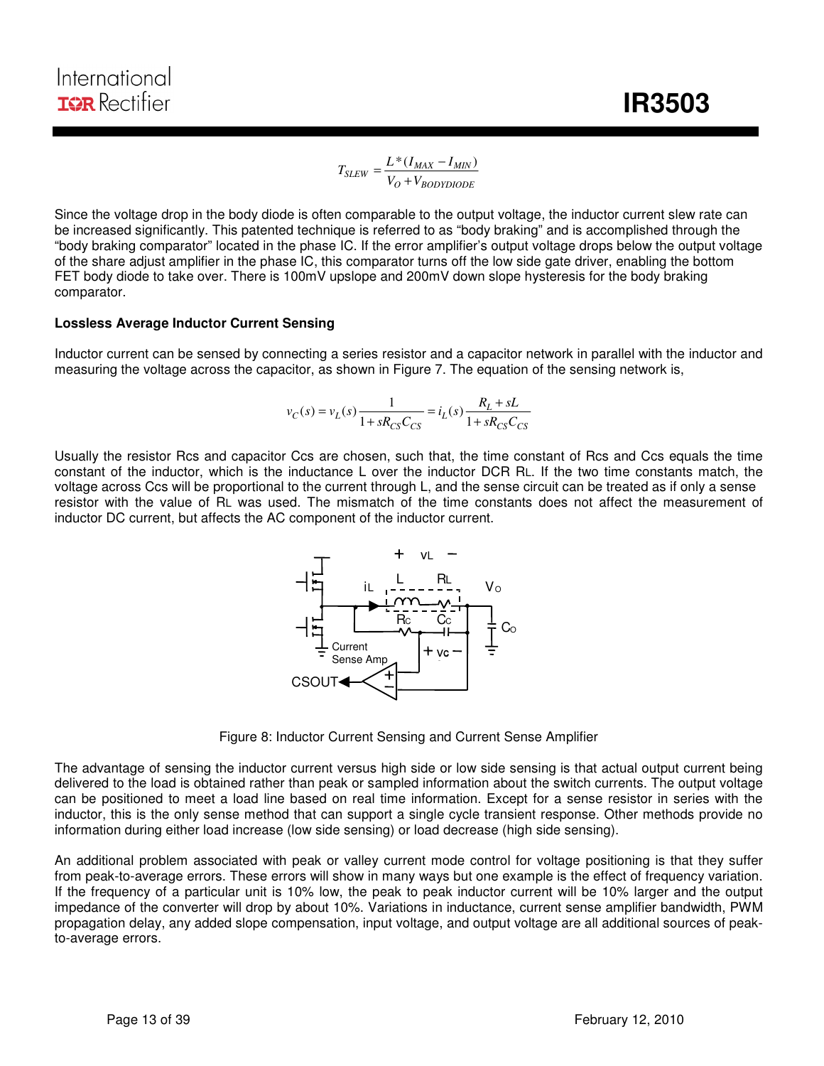$$T_{SLEW} = \frac{L*(I_{MAX} - I_{MIN})}{V_O + V_{BODYDIODE}}$$

Since the voltage drop in the body diode is often comparable to the output voltage, the inductor current slew rate can be increased significantly. This patented technique is referred to as “body braking” and is accomplished through the “body braking comparator” located in the phase IC. If the error amplifier’s output voltage drops below the output voltage of the share adjust amplifier in the phase IC, this comparator turns off the low side gate driver, enabling the bottom FET body diode to take over. There is 100mV upslope and 200mV down slope hysteresis for the body braking comparator.

**Lossless Average Inductor Current Sensing**

Inductor current can be sensed by connecting a series resistor and a capacitor network in parallel with the inductor and measuring the voltage across the capacitor, as shown in Figure 7. The equation of the sensing network is,

$$v_C(s) = v_L(s)\frac{1}{1 + sR_{CS}C_{CS}} = i_L(s)\frac{R_L + sL}{1 + sR_{CS}C_{CS}}$$

Usually the resistor Rcs and capacitor Ccs are chosen, such that, the time constant of Rcs and Ccs equals the time constant of the inductor, which is the inductance L over the inductor DCR $R_L$. If the two time constants match, the voltage across Ccs will be proportional to the current through L, and the sense circuit can be treated as if only a sense resistor with the value of $R_L$ was used. The mismatch of the time constants does not affect the measurement of inductor DC current, but affects the AC component of the inductor current.

+ vL −
iL
L
RL
VO
RC
CC
CO
Current
Sense Amp
+ vc −
CSOUT

Figure 8: Inductor Current Sensing and Current Sense Amplifier

The advantage of sensing the inductor current versus high side or low side sensing is that actual output current being delivered to the load is obtained rather than peak or sampled information about the switch currents. The output voltage can be positioned to meet a load line based on real time information. Except for a sense resistor in series with the inductor, this is the only sense method that can support a single cycle transient response. Other methods provide no information during either load increase (low side sensing) or load decrease (high side sensing).

An additional problem associated with peak or valley current mode control for voltage positioning is that they suffer from peak-to-average errors. These errors will show in many ways but one example is the effect of frequency variation. If the frequency of a particular unit is 10% low, the peak to peak inductor current will be 10% larger and the output impedance of the converter will drop by about 10%. Variations in inductance, current sense amplifier bandwidth, PWM propagation delay, any added slope compensation, input voltage, and output voltage are all additional sources of peak-to-average errors.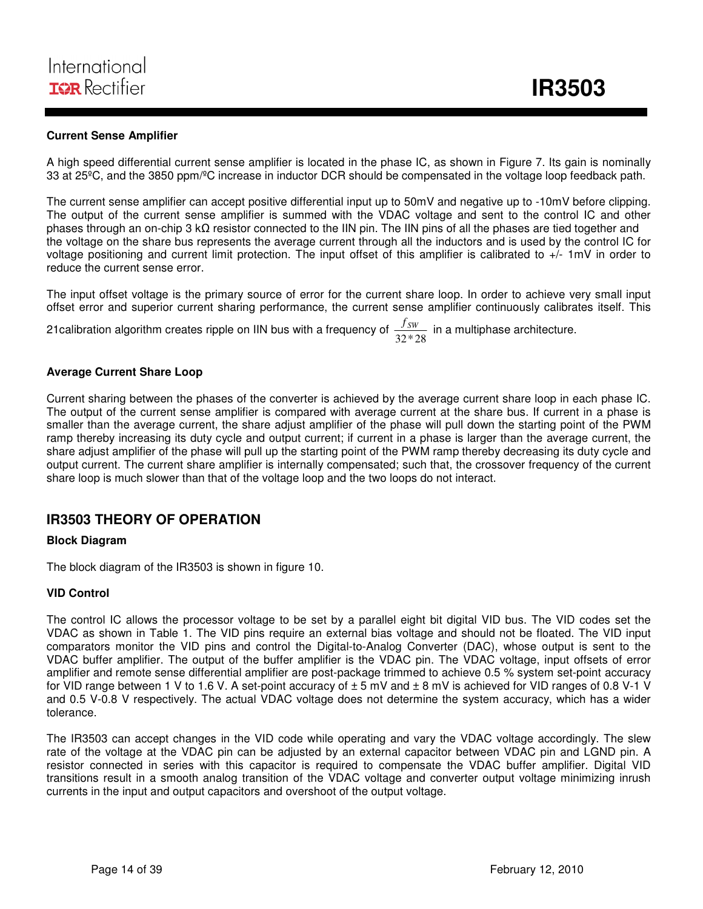**Current Sense Amplifier**

A high speed differential current sense amplifier is located in the phase IC, as shown in Figure 7. Its gain is nominally 33 at 25ºC, and the 3850 ppm/ºC increase in inductor DCR should be compensated in the voltage loop feedback path.

The current sense amplifier can accept positive differential input up to 50mV and negative up to -10mV before clipping. The output of the current sense amplifier is summed with the VDAC voltage and sent to the control IC and other phases through an on-chip 3 kΩ resistor connected to the IIN pin. The IIN pins of all the phases are tied together and the voltage on the share bus represents the average current through all the inductors and is used by the control IC for voltage positioning and current limit protection. The input offset of this amplifier is calibrated to +/- 1mV in order to reduce the current sense error.

The input offset voltage is the primary source of error for the current share loop. In order to achieve very small input offset error and superior current sharing performance, the current sense amplifier continuously calibrates itself. This 21calibration algorithm creates ripple on IIN bus with a frequency of $\frac{f_{SW}}{32*28}$ in a multiphase architecture.

**Average Current Share Loop**

Current sharing between the phases of the converter is achieved by the average current share loop in each phase IC. The output of the current sense amplifier is compared with average current at the share bus. If current in a phase is smaller than the average current, the share adjust amplifier of the phase will pull down the starting point of the PWM ramp thereby increasing its duty cycle and output current; if current in a phase is larger than the average current, the share adjust amplifier of the phase will pull up the starting point of the PWM ramp thereby decreasing its duty cycle and output current. The current share amplifier is internally compensated; such that, the crossover frequency of the current share loop is much slower than that of the voltage loop and the two loops do not interact.

## IR3503 THEORY OF OPERATION

**Block Diagram**

The block diagram of the IR3503 is shown in figure 10.

**VID Control**

The control IC allows the processor voltage to be set by a parallel eight bit digital VID bus. The VID codes set the VDAC as shown in Table 1. The VID pins require an external bias voltage and should not be floated. The VID input comparators monitor the VID pins and control the Digital-to-Analog Converter (DAC), whose output is sent to the VDAC buffer amplifier. The output of the buffer amplifier is the VDAC pin. The VDAC voltage, input offsets of error amplifier and remote sense differential amplifier are post-package trimmed to achieve 0.5 % system set-point accuracy for VID range between 1 V to 1.6 V. A set-point accuracy of ± 5 mV and ± 8 mV is achieved for VID ranges of 0.8 V-1 V and 0.5 V-0.8 V respectively. The actual VDAC voltage does not determine the system accuracy, which has a wider tolerance.

The IR3503 can accept changes in the VID code while operating and vary the VDAC voltage accordingly. The slew rate of the voltage at the VDAC pin can be adjusted by an external capacitor between VDAC pin and LGND pin. A resistor connected in series with this capacitor is required to compensate the VDAC buffer amplifier. Digital VID transitions result in a smooth analog transition of the VDAC voltage and converter output voltage minimizing inrush currents in the input and output capacitors and overshoot of the output voltage.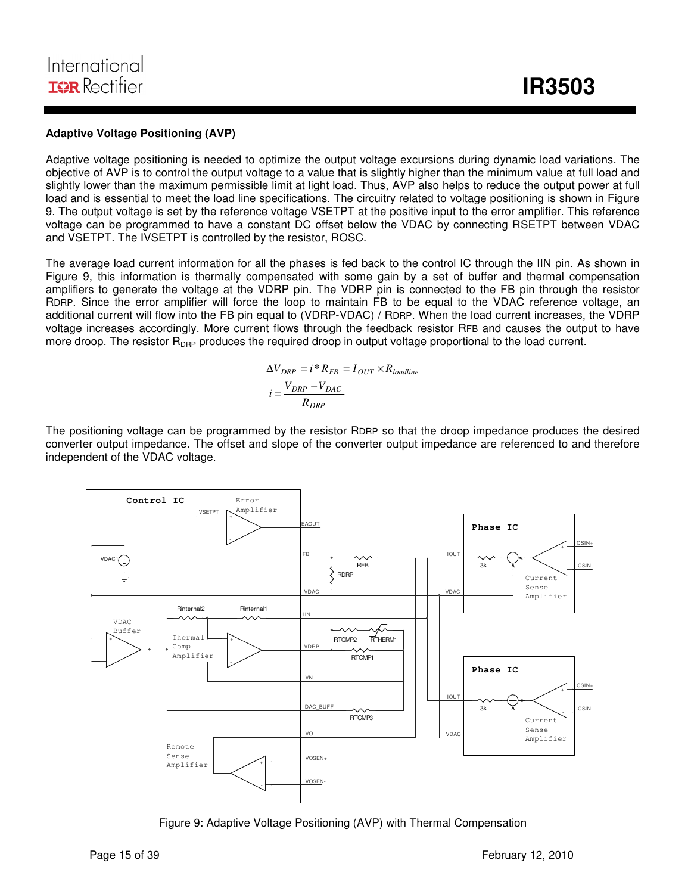**Adaptive Voltage Positioning (AVP)**

Adaptive voltage positioning is needed to optimize the output voltage excursions during dynamic load variations. The objective of AVP is to control the output voltage to a value that is slightly higher than the minimum value at full load and slightly lower than the maximum permissible limit at light load. Thus, AVP also helps to reduce the output power at full load and is essential to meet the load line specifications. The circuitry related to voltage positioning is shown in Figure 9. The output voltage is set by the reference voltage VSETPT at the positive input to the error amplifier. This reference voltage can be programmed to have a constant DC offset below the VDAC by connecting RSETPT between VDAC and VSETPT. The IVSETPT is controlled by the resistor, ROSC.

The average load current information for all the phases is fed back to the control IC through the IIN pin. As shown in Figure 9, this information is thermally compensated with some gain by a set of buffer and thermal compensation amplifiers to generate the voltage at the VDRP pin. The VDRP pin is connected to the FB pin through the resistor RDRP. Since the error amplifier will force the loop to maintain FB to be equal to the VDAC reference voltage, an additional current will flow into the FB pin equal to (VDRP-VDAC) / RDRP. When the load current increases, the VDRP voltage increases accordingly. More current flows through the feedback resistor RFB and causes the output to have more droop. The resistor $R_{DRP}$ produces the required droop in output voltage proportional to the load current.

$$\Delta V_{DRP} = i * R_{FB} = I_{OUT} \times R_{loadline}$$

$$i = \frac{V_{DRP} - V_{DAC}}{R_{DRP}}$$

The positioning voltage can be programmed by the resistor RDRP so that the droop impedance produces the desired converter output impedance. The offset and slope of the converter output impedance are referenced to and therefore independent of the VDAC voltage.

Figure 9: Adaptive Voltage Positioning (AVP) with Thermal Compensation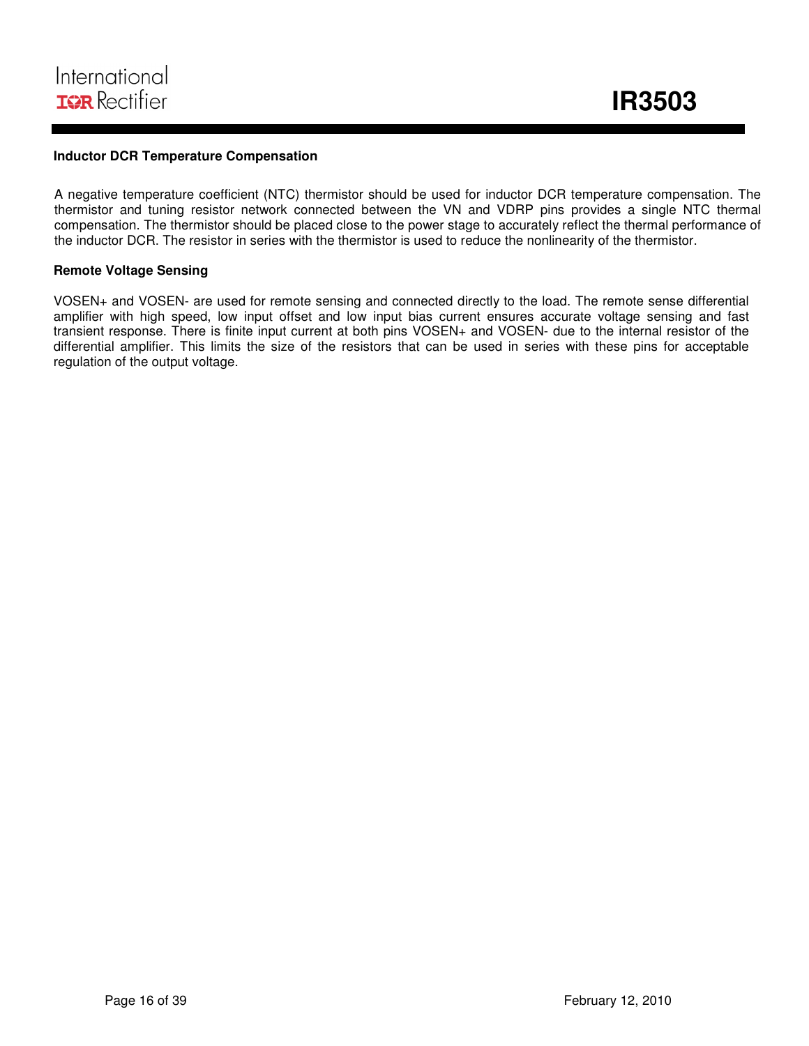### Inductor DCR Temperature Compensation

A negative temperature coefficient (NTC) thermistor should be used for inductor DCR temperature compensation. The thermistor and tuning resistor network connected between the VN and VDRP pins provides a single NTC thermal compensation. The thermistor should be placed close to the power stage to accurately reflect the thermal performance of the inductor DCR. The resistor in series with the thermistor is used to reduce the nonlinearity of the thermistor.

### Remote Voltage Sensing

VOSEN+ and VOSEN- are used for remote sensing and connected directly to the load. The remote sense differential amplifier with high speed, low input offset and low input bias current ensures accurate voltage sensing and fast transient response. There is finite input current at both pins VOSEN+ and VOSEN- due to the internal resistor of the differential amplifier. This limits the size of the resistors that can be used in series with these pins for acceptable regulation of the output voltage.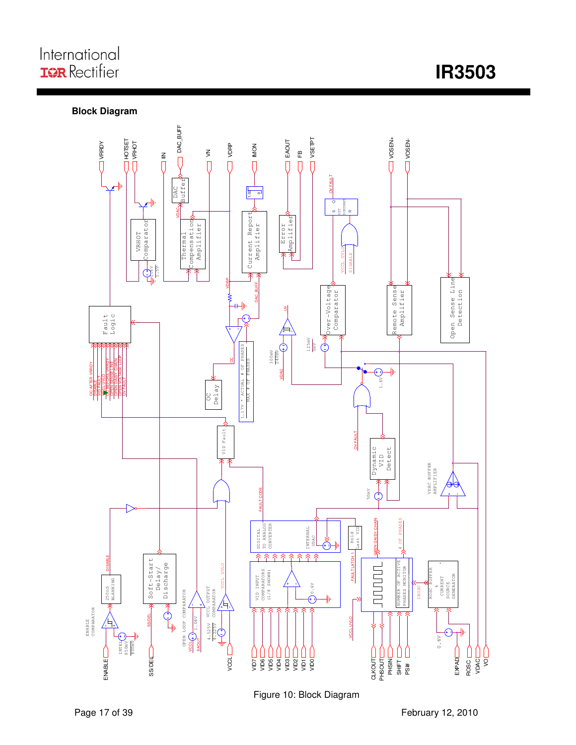## Block Diagram

VRRDY
HOTSET
VRHOT
IIN
DAC_BUFF
VN
VDRP
IMON
EAOUT
FB
VSETPT
VOSEN+
VOSEN-

VRHOT Comparator
DAC Buffer
Thermal Compensation Amplifier
Current Report Amplifier
Error Amplifier
Over-Voltage Comparator
Remote Sense Amplifier
Open Sense Line Detection
Fault Logic
OC Delay
VID Fault
Dynamic VID Detect
VDAC BUFFER AMPLIFIER
DIGITAL TO ANALOG CONVERTER
INTERNAL VDAC
Hold Last VID
VID INPUT COMPARATORS (1/8 SHOWN)
NUMBER OF ACTIVE PHASES MONITOR
ROSC BUFFER & CURRENT SOURCE GENERATOR
250nS BLANKING
Soft-Start Delay/ Discharge
ENABLE COMPARATOR
OPEN LOOP COMPARATOR
VCCL OUTPUT COMPARATOR

1.17V * ACTUAL # OF PHASES / MAX # OF PHASES
300mV 240mV
125mV 3mV
1.6V
50mV
1.08V
4.525V 4.225V
INTEL 850mV 800mV
0.6V

OC AFTER VRRDY
DISABLE
VID FAULT
VCCL UVLO
OC BEFORE VRRDY
OPEN SENSE LINE
OPEN DAISY CHAIN
OPEN VOLTAGE LOOP
OV FAULT
FAULT CODE
FAULT LATCH
OPEN DAISY CHAIN
4 OF PHASES
IROSC
SS/DEL
EAOUT

ENABLE
SS/DEL
VCCL
VID7
VID6
VID5
VID4
VID3
VID2
VID1
VID0
CLKOUT
PHSOUT
PHSIN
SHIFT
PS#
EXPAD
ROSC
VDAC
VO

Figure 10: Block Diagram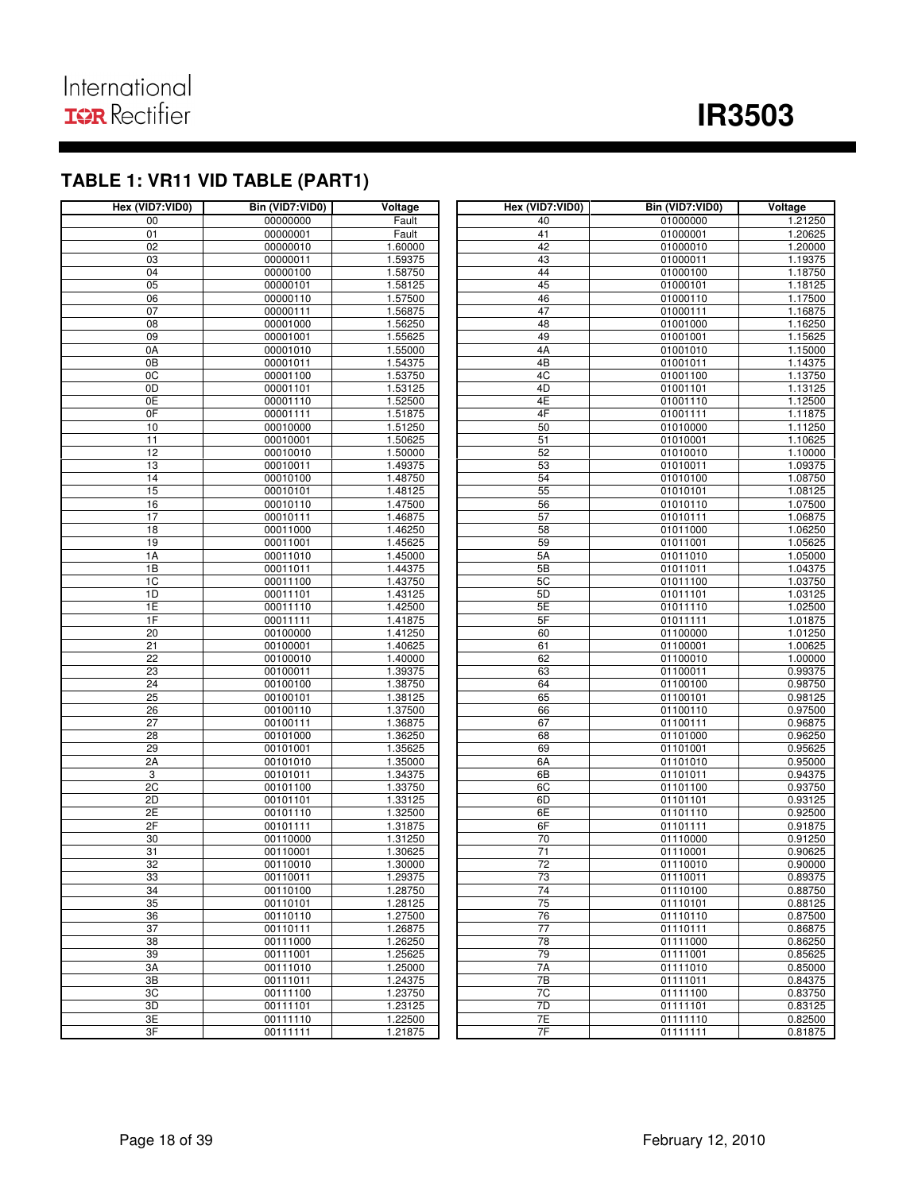## TABLE 1: VR11 VID TABLE (PART1)

| Hex (VID7:VID0) | Bin (VID7:VID0) | Voltage |
|---|---|---|
| 00 | 00000000 | Fault |
| 01 | 00000001 | Fault |
| 02 | 00000010 | 1.60000 |
| 03 | 00000011 | 1.59375 |
| 04 | 00000100 | 1.58750 |
| 05 | 00000101 | 1.58125 |
| 06 | 00000110 | 1.57500 |
| 07 | 00000111 | 1.56875 |
| 08 | 00001000 | 1.56250 |
| 09 | 00001001 | 1.55625 |
| 0A | 00001010 | 1.55000 |
| 0B | 00001011 | 1.54375 |
| 0C | 00001100 | 1.53750 |
| 0D | 00001101 | 1.53125 |
| 0E | 00001110 | 1.52500 |
| 0F | 00001111 | 1.51875 |
| 10 | 00010000 | 1.51250 |
| 11 | 00010001 | 1.50625 |
| 12 | 00010010 | 1.50000 |
| 13 | 00010011 | 1.49375 |
| 14 | 00010100 | 1.48750 |
| 15 | 00010101 | 1.48125 |
| 16 | 00010110 | 1.47500 |
| 17 | 00010111 | 1.46875 |
| 18 | 00011000 | 1.46250 |
| 19 | 00011001 | 1.45625 |
| 1A | 00011010 | 1.45000 |
| 1B | 00011011 | 1.44375 |
| 1C | 00011100 | 1.43750 |
| 1D | 00011101 | 1.43125 |
| 1E | 00011110 | 1.42500 |
| 1F | 00011111 | 1.41875 |
| 20 | 00100000 | 1.41250 |
| 21 | 00100001 | 1.40625 |
| 22 | 00100010 | 1.40000 |
| 23 | 00100011 | 1.39375 |
| 24 | 00100100 | 1.38750 |
| 25 | 00100101 | 1.38125 |
| 26 | 00100110 | 1.37500 |
| 27 | 00100111 | 1.36875 |
| 28 | 00101000 | 1.36250 |
| 29 | 00101001 | 1.35625 |
| 2A | 00101010 | 1.35000 |
| 3 | 00101011 | 1.34375 |
| 2C | 00101100 | 1.33750 |
| 2D | 00101101 | 1.33125 |
| 2E | 00101110 | 1.32500 |
| 2F | 00101111 | 1.31875 |
| 30 | 00110000 | 1.31250 |
| 31 | 00110001 | 1.30625 |
| 32 | 00110010 | 1.30000 |
| 33 | 00110011 | 1.29375 |
| 34 | 00110100 | 1.28750 |
| 35 | 00110101 | 1.28125 |
| 36 | 00110110 | 1.27500 |
| 37 | 00110111 | 1.26875 |
| 38 | 00111000 | 1.26250 |
| 39 | 00111001 | 1.25625 |
| 3A | 00111010 | 1.25000 |
| 3B | 00111011 | 1.24375 |
| 3C | 00111100 | 1.23750 |
| 3D | 00111101 | 1.23125 |
| 3E | 00111110 | 1.22500 |
| 3F | 00111111 | 1.21875 |
| 40 | 01000000 | 1.21250 |
| 41 | 01000001 | 1.20625 |
| 42 | 01000010 | 1.20000 |
| 43 | 01000011 | 1.19375 |
| 44 | 01000100 | 1.18750 |
| 45 | 01000101 | 1.18125 |
| 46 | 01000110 | 1.17500 |
| 47 | 01000111 | 1.16875 |
| 48 | 01001000 | 1.16250 |
| 49 | 01001001 | 1.15625 |
| 4A | 01001010 | 1.15000 |
| 4B | 01001011 | 1.14375 |
| 4C | 01001100 | 1.13750 |
| 4D | 01001101 | 1.13125 |
| 4E | 01001110 | 1.12500 |
| 4F | 01001111 | 1.11875 |
| 50 | 01010000 | 1.11250 |
| 51 | 01010001 | 1.10625 |
| 52 | 01010010 | 1.10000 |
| 53 | 01010011 | 1.09375 |
| 54 | 01010100 | 1.08750 |
| 55 | 01010101 | 1.08125 |
| 56 | 01010110 | 1.07500 |
| 57 | 01010111 | 1.06875 |
| 58 | 01011000 | 1.06250 |
| 59 | 01011001 | 1.05625 |
| 5A | 01011010 | 1.05000 |
| 5B | 01011011 | 1.04375 |
| 5C | 01011100 | 1.03750 |
| 5D | 01011101 | 1.03125 |
| 5E | 01011110 | 1.02500 |
| 5F | 01011111 | 1.01875 |
| 60 | 01100000 | 1.01250 |
| 61 | 01100001 | 1.00625 |
| 62 | 01100010 | 1.00000 |
| 63 | 01100011 | 0.99375 |
| 64 | 01100100 | 0.98750 |
| 65 | 01100101 | 0.98125 |
| 66 | 01100110 | 0.97500 |
| 67 | 01100111 | 0.96875 |
| 68 | 01101000 | 0.96250 |
| 69 | 01101001 | 0.95625 |
| 6A | 01101010 | 0.95000 |
| 6B | 01101011 | 0.94375 |
| 6C | 01101100 | 0.93750 |
| 6D | 01101101 | 0.93125 |
| 6E | 01101110 | 0.92500 |
| 6F | 01101111 | 0.91875 |
| 70 | 01110000 | 0.91250 |
| 71 | 01110001 | 0.90625 |
| 72 | 01110010 | 0.90000 |
| 73 | 01110011 | 0.89375 |
| 74 | 01110100 | 0.88750 |
| 75 | 01110101 | 0.88125 |
| 76 | 01110110 | 0.87500 |
| 77 | 01110111 | 0.86875 |
| 78 | 01111000 | 0.86250 |
| 79 | 01111001 | 0.85625 |
| 7A | 01111010 | 0.85000 |
| 7B | 01111011 | 0.84375 |
| 7C | 01111100 | 0.83750 |
| 7D | 01111101 | 0.83125 |
| 7E | 01111110 | 0.82500 |
| 7F | 01111111 | 0.81875 |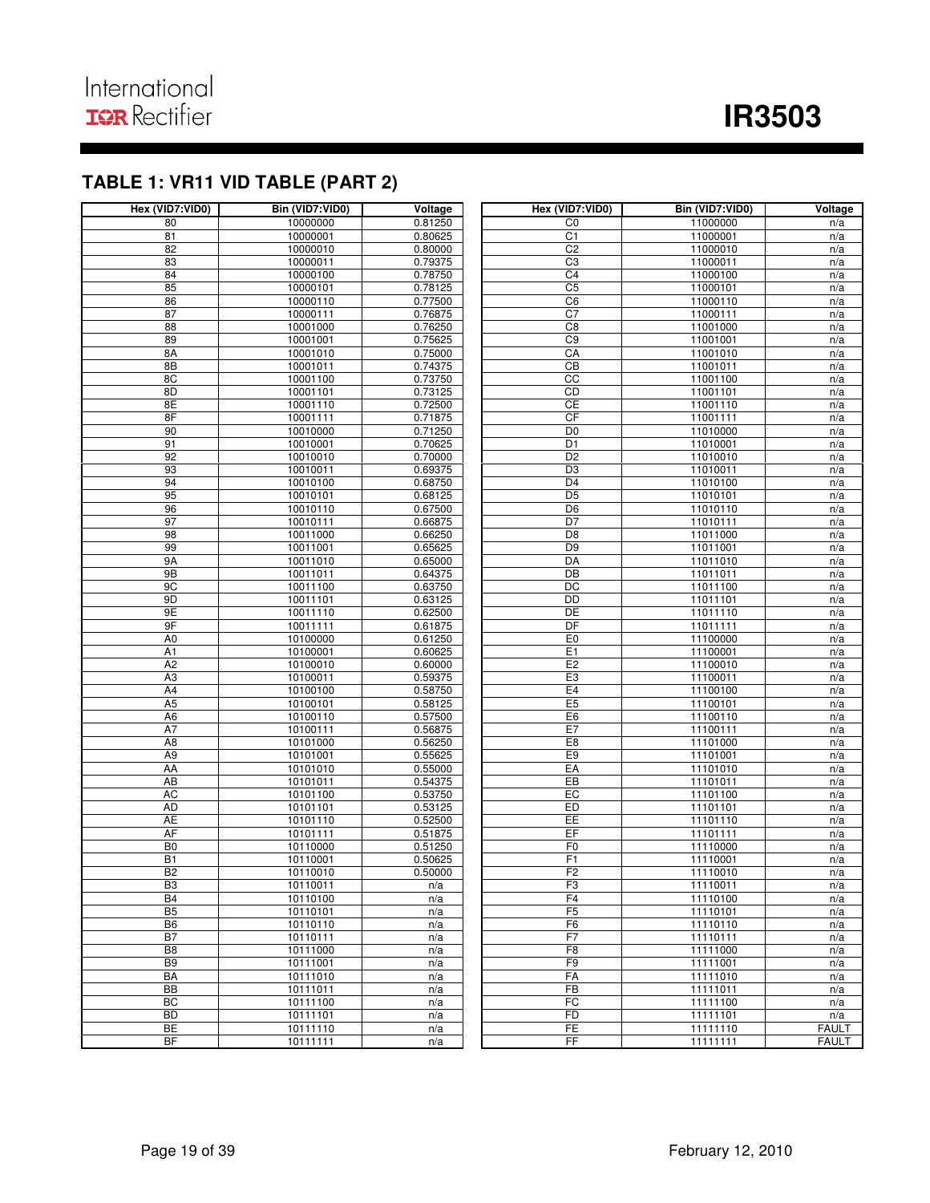## TABLE 1: VR11 VID TABLE (PART 2)

| Hex (VID7:VID0) | Bin (VID7:VID0) | Voltage |
|---|---|---|
| 80 | 10000000 | 0.81250 |
| 81 | 10000001 | 0.80625 |
| 82 | 10000010 | 0.80000 |
| 83 | 10000011 | 0.79375 |
| 84 | 10000100 | 0.78750 |
| 85 | 10000101 | 0.78125 |
| 86 | 10000110 | 0.77500 |
| 87 | 10000111 | 0.76875 |
| 88 | 10001000 | 0.76250 |
| 89 | 10001001 | 0.75625 |
| 8A | 10001010 | 0.75000 |
| 8B | 10001011 | 0.74375 |
| 8C | 10001100 | 0.73750 |
| 8D | 10001101 | 0.73125 |
| 8E | 10001110 | 0.72500 |
| 8F | 10001111 | 0.71875 |
| 90 | 10010000 | 0.71250 |
| 91 | 10010001 | 0.70625 |
| 92 | 10010010 | 0.70000 |
| 93 | 10010011 | 0.69375 |
| 94 | 10010100 | 0.68750 |
| 95 | 10010101 | 0.68125 |
| 96 | 10010110 | 0.67500 |
| 97 | 10010111 | 0.66875 |
| 98 | 10011000 | 0.66250 |
| 99 | 10011001 | 0.65625 |
| 9A | 10011010 | 0.65000 |
| 9B | 10011011 | 0.64375 |
| 9C | 10011100 | 0.63750 |
| 9D | 10011101 | 0.63125 |
| 9E | 10011110 | 0.62500 |
| 9F | 10011111 | 0.61875 |
| A0 | 10100000 | 0.61250 |
| A1 | 10100001 | 0.60625 |
| A2 | 10100010 | 0.60000 |
| A3 | 10100011 | 0.59375 |
| A4 | 10100100 | 0.58750 |
| A5 | 10100101 | 0.58125 |
| A6 | 10100110 | 0.57500 |
| A7 | 10100111 | 0.56875 |
| A8 | 10101000 | 0.56250 |
| A9 | 10101001 | 0.55625 |
| AA | 10101010 | 0.55000 |
| AB | 10101011 | 0.54375 |
| AC | 10101100 | 0.53750 |
| AD | 10101101 | 0.53125 |
| AE | 10101110 | 0.52500 |
| AF | 10101111 | 0.51875 |
| B0 | 10110000 | 0.51250 |
| B1 | 10110001 | 0.50625 |
| B2 | 10110010 | 0.50000 |
| B3 | 10110011 | n/a |
| B4 | 10110100 | n/a |
| B5 | 10110101 | n/a |
| B6 | 10110110 | n/a |
| B7 | 10110111 | n/a |
| B8 | 10111000 | n/a |
| B9 | 10111001 | n/a |
| BA | 10111010 | n/a |
| BB | 10111011 | n/a |
| BC | 10111100 | n/a |
| BD | 10111101 | n/a |
| BE | 10111110 | n/a |
| BF | 10111111 | n/a |

| Hex (VID7:VID0) | Bin (VID7:VID0) | Voltage |
|---|---|---|
| C0 | 11000000 | n/a |
| C1 | 11000001 | n/a |
| C2 | 11000010 | n/a |
| C3 | 11000011 | n/a |
| C4 | 11000100 | n/a |
| C5 | 11000101 | n/a |
| C6 | 11000110 | n/a |
| C7 | 11000111 | n/a |
| C8 | 11001000 | n/a |
| C9 | 11001001 | n/a |
| CA | 11001010 | n/a |
| CB | 11001011 | n/a |
| CC | 11001100 | n/a |
| CD | 11001101 | n/a |
| CE | 11001110 | n/a |
| CF | 11001111 | n/a |
| D0 | 11010000 | n/a |
| D1 | 11010001 | n/a |
| D2 | 11010010 | n/a |
| D3 | 11010011 | n/a |
| D4 | 11010100 | n/a |
| D5 | 11010101 | n/a |
| D6 | 11010110 | n/a |
| D7 | 11010111 | n/a |
| D8 | 11011000 | n/a |
| D9 | 11011001 | n/a |
| DA | 11011010 | n/a |
| DB | 11011011 | n/a |
| DC | 11011100 | n/a |
| DD | 11011101 | n/a |
| DE | 11011110 | n/a |
| DF | 11011111 | n/a |
| E0 | 11100000 | n/a |
| E1 | 11100001 | n/a |
| E2 | 11100010 | n/a |
| E3 | 11100011 | n/a |
| E4 | 11100100 | n/a |
| E5 | 11100101 | n/a |
| E6 | 11100110 | n/a |
| E7 | 11100111 | n/a |
| E8 | 11101000 | n/a |
| E9 | 11101001 | n/a |
| EA | 11101010 | n/a |
| EB | 11101011 | n/a |
| EC | 11101100 | n/a |
| ED | 11101101 | n/a |
| EE | 11101110 | n/a |
| EF | 11101111 | n/a |
| F0 | 11110000 | n/a |
| F1 | 11110001 | n/a |
| F2 | 11110010 | n/a |
| F3 | 11110011 | n/a |
| F4 | 11110100 | n/a |
| F5 | 11110101 | n/a |
| F6 | 11110110 | n/a |
| F7 | 11110111 | n/a |
| F8 | 11111000 | n/a |
| F9 | 11111001 | n/a |
| FA | 11111010 | n/a |
| FB | 11111011 | n/a |
| FC | 11111100 | n/a |
| FD | 11111101 | n/a |
| FE | 11111110 | FAULT |
| FF | 11111111 | FAULT |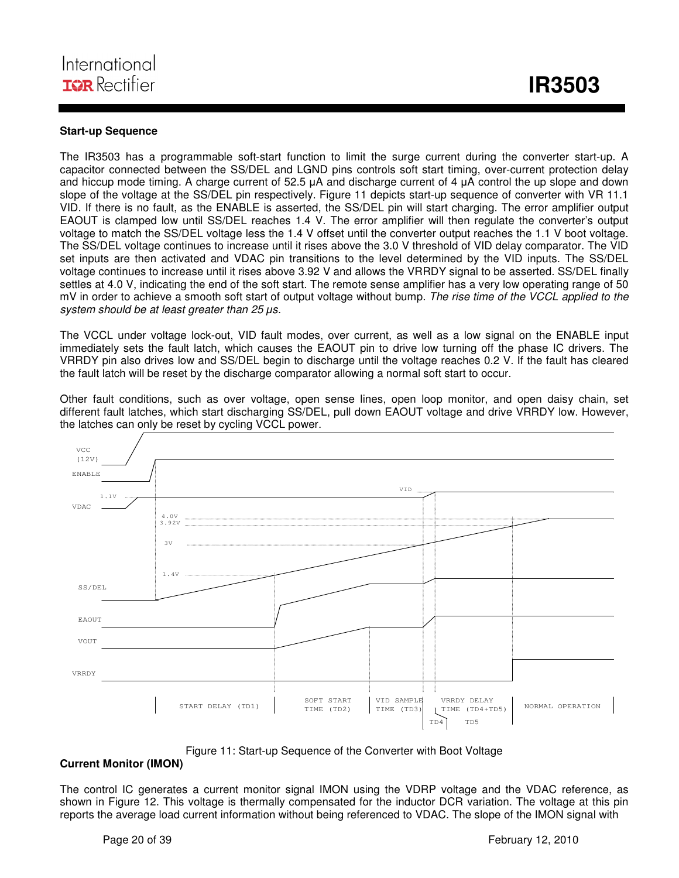### Start-up Sequence

The IR3503 has a programmable soft-start function to limit the surge current during the converter start-up. A capacitor connected between the SS/DEL and LGND pins controls soft start timing, over-current protection delay and hiccup mode timing. A charge current of 52.5 μA and discharge current of 4 μA control the up slope and down slope of the voltage at the SS/DEL pin respectively. Figure 11 depicts start-up sequence of converter with VR 11.1 VID. If there is no fault, as the ENABLE is asserted, the SS/DEL pin will start charging. The error amplifier output EAOUT is clamped low until SS/DEL reaches 1.4 V. The error amplifier will then regulate the converter's output voltage to match the SS/DEL voltage less the 1.4 V offset until the converter output reaches the 1.1 V boot voltage. The SS/DEL voltage continues to increase until it rises above the 3.0 V threshold of VID delay comparator. The VID set inputs are then activated and VDAC pin transitions to the level determined by the VID inputs. The SS/DEL voltage continues to increase until it rises above 3.92 V and allows the VRRDY signal to be asserted. SS/DEL finally settles at 4.0 V, indicating the end of the soft start. The remote sense amplifier has a very low operating range of 50 mV in order to achieve a smooth soft start of output voltage without bump. *The rise time of the VCCL applied to the system should be at least greater than 25 μs.*

The VCCL under voltage lock-out, VID fault modes, over current, as well as a low signal on the ENABLE input immediately sets the fault latch, which causes the EAOUT pin to drive low turning off the phase IC drivers. The VRRDY pin also drives low and SS/DEL begin to discharge until the voltage reaches 0.2 V. If the fault has cleared the fault latch will be reset by the discharge comparator allowing a normal soft start to occur.

Other fault conditions, such as over voltage, open sense lines, open loop monitor, and open daisy chain, set different fault latches, which start discharging SS/DEL, pull down EAOUT voltage and drive VRRDY low. However, the latches can only be reset by cycling VCCL power.

VCC (12V)
ENABLE
1.1V
VID
VDAC
4.0V
3.92V
3V
1.4V
SS/DEL
EAOUT
VOUT
VRRDY
START DELAY (TD1)
SOFT START TIME (TD2)
VID SAMPLE TIME (TD3)
VRRDY DELAY TIME (TD4+TD5)
TD4
TD5
NORMAL OPERATION

Figure 11: Start-up Sequence of the Converter with Boot Voltage

### Current Monitor (IMON)

The control IC generates a current monitor signal IMON using the VDRP voltage and the VDAC reference, as shown in Figure 12. This voltage is thermally compensated for the inductor DCR variation. The voltage at this pin reports the average load current information without being referenced to VDAC. The slope of the IMON signal with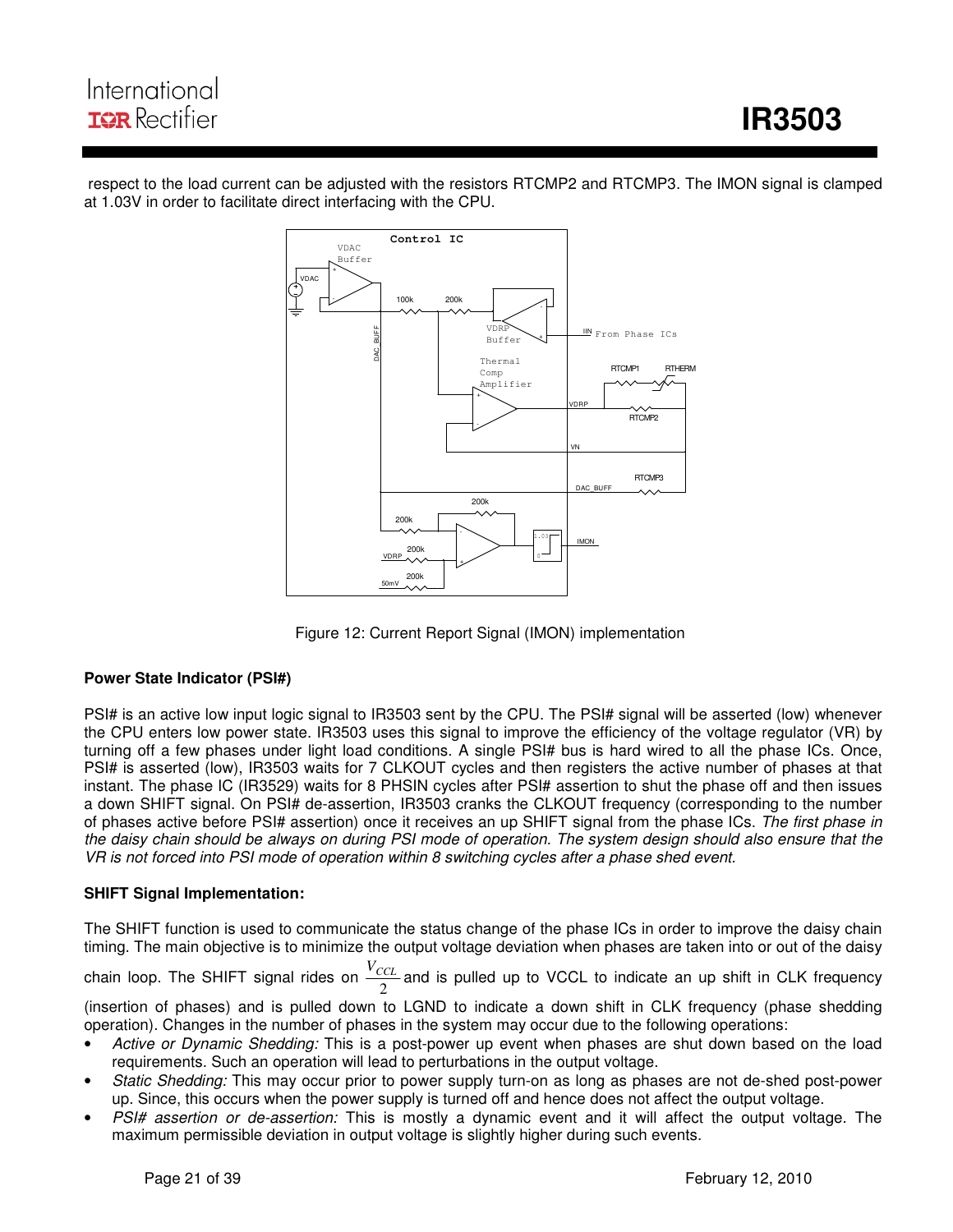respect to the load current can be adjusted with the resistors RTCMP2 and RTCMP3. The IMON signal is clamped at 1.03V in order to facilitate direct interfacing with the CPU.

Control IC
VDAC Buffer
VDAC
DAC_BUFF
100k
200k
VDRP Buffer
IIN From Phase ICs
Thermal Comp Amplifier
RTCMP1
RTHERM
VDRP
RTCMP2
VN
RTCMP3
DAC_BUFF
200k
200k
1.03
0
IMON
VDRP
200k
200k
50mV

Figure 12: Current Report Signal (IMON) implementation

**Power State Indicator (PSI#)**

PSI# is an active low input logic signal to IR3503 sent by the CPU. The PSI# signal will be asserted (low) whenever the CPU enters low power state. IR3503 uses this signal to improve the efficiency of the voltage regulator (VR) by turning off a few phases under light load conditions. A single PSI# bus is hard wired to all the phase ICs. Once, PSI# is asserted (low), IR3503 waits for 7 CLKOUT cycles and then registers the active number of phases at that instant. The phase IC (IR3529) waits for 8 PHSIN cycles after PSI# assertion to shut the phase off and then issues a down SHIFT signal. On PSI# de-assertion, IR3503 cranks the CLKOUT frequency (corresponding to the number of phases active before PSI# assertion) once it receives an up SHIFT signal from the phase ICs. *The first phase in the daisy chain should be always on during PSI mode of operation. The system design should also ensure that the VR is not forced into PSI mode of operation within 8 switching cycles after a phase shed event.*

**SHIFT Signal Implementation:**

The SHIFT function is used to communicate the status change of the phase ICs in order to improve the daisy chain timing. The main objective is to minimize the output voltage deviation when phases are taken into or out of the daisy chain loop. The SHIFT signal rides on $\frac{V_{CCL}}{2}$ and is pulled up to VCCL to indicate an up shift in CLK frequency (insertion of phases) and is pulled down to LGND to indicate a down shift in CLK frequency (phase shedding operation). Changes in the number of phases in the system may occur due to the following operations:

- *Active or Dynamic Shedding:* This is a post-power up event when phases are shut down based on the load requirements. Such an operation will lead to perturbations in the output voltage.
- *Static Shedding:* This may occur prior to power supply turn-on as long as phases are not de-shed post-power up. Since, this occurs when the power supply is turned off and hence does not affect the output voltage.
- *PSI# assertion or de-assertion:* This is mostly a dynamic event and it will affect the output voltage. The maximum permissible deviation in output voltage is slightly higher during such events.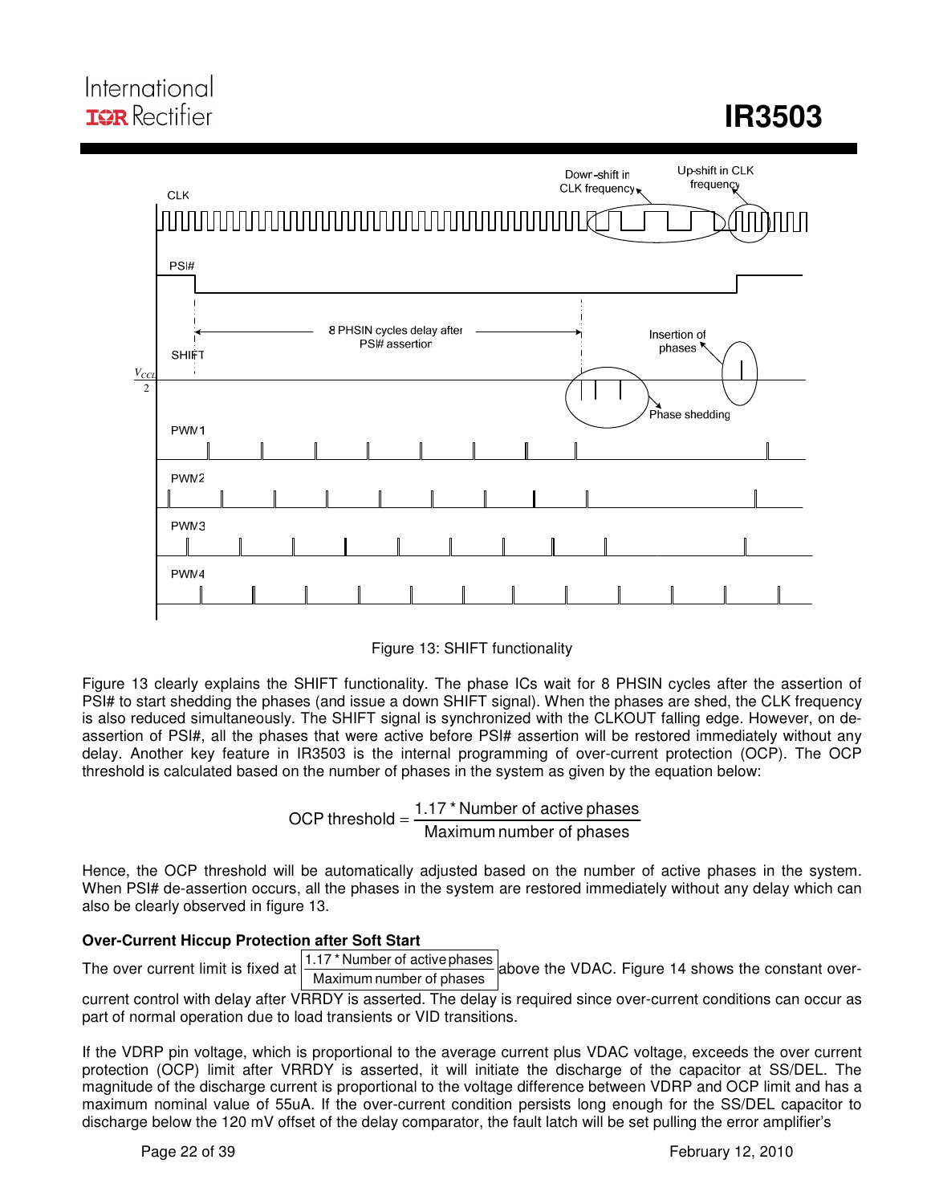CLK

Down-shift in CLK frequency

Up-shift in CLK frequency

PSI#

8 PHSIN cycles delay after PSI# assertion

Insertion of phases

SHIFT

$\frac{V_{CCL}}{2}$

Phase shedding

PWM1

PWM2

PWM3

PWM4

Figure 13: SHIFT functionality

Figure 13 clearly explains the SHIFT functionality. The phase ICs wait for 8 PHSIN cycles after the assertion of PSI# to start shedding the phases (and issue a down SHIFT signal). When the phases are shed, the CLK frequency is also reduced simultaneously. The SHIFT signal is synchronized with the CLKOUT falling edge. However, on de-assertion of PSI#, all the phases that were active before PSI# assertion will be restored immediately without any delay. Another key feature in IR3503 is the internal programming of over-current protection (OCP). The OCP threshold is calculated based on the number of phases in the system as given by the equation below:

$$\text{OCP threshold} = \frac{1.17 * \text{Number of active phases}}{\text{Maximum number of phases}}$$

Hence, the OCP threshold will be automatically adjusted based on the number of active phases in the system. When PSI# de-assertion occurs, all the phases in the system are restored immediately without any delay which can also be clearly observed in figure 13.

**Over-Current Hiccup Protection after Soft Start**

The over current limit is fixed at $\frac{1.17 * \text{Number of active phases}}{\text{Maximum number of phases}}$ above the VDAC. Figure 14 shows the constant over-current control with delay after VRRDY is asserted. The delay is required since over-current conditions can occur as part of normal operation due to load transients or VID transitions.

If the VDRP pin voltage, which is proportional to the average current plus VDAC voltage, exceeds the over current protection (OCP) limit after VRRDY is asserted, it will initiate the discharge of the capacitor at SS/DEL. The magnitude of the discharge current is proportional to the voltage difference between VDRP and OCP limit and has a maximum nominal value of 55uA. If the over-current condition persists long enough for the SS/DEL capacitor to discharge below the 120 mV offset of the delay comparator, the fault latch will be set pulling the error amplifier's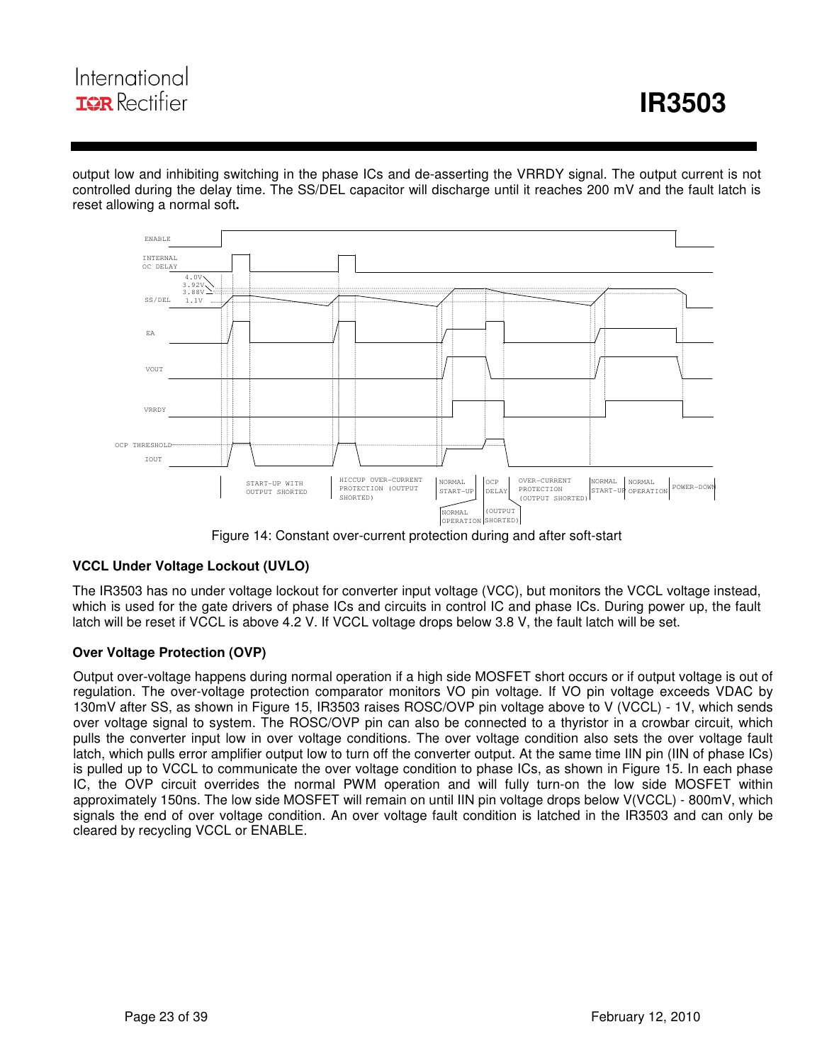output low and inhibiting switching in the phase ICs and de-asserting the VRRDY signal. The output current is not controlled during the delay time. The SS/DEL capacitor will discharge until it reaches 200 mV and the fault latch is reset allowing a normal soft**.**

ENABLE

INTERNAL OC DELAY

4.0V
3.92V
3.88V
SS/DEL 1.1V

EA

VOUT

VRRDY

OCP THRESHOLD

IOUT

START-UP WITH OUTPUT SHORTED

HICCUP OVER-CURRENT PROTECTION (OUTPUT SHORTED)

NORMAL START-UP

NORMAL OPERATION

OCP DELAY

(OUTPUT SHORTED)

OVER-CURRENT PROTECTION (OUTPUT SHORTED)

NORMAL START-UP

NORMAL OPERATION

POWER-DOWN

Figure 14: Constant over-current protection during and after soft-start

### VCCL Under Voltage Lockout (UVLO)

The IR3503 has no under voltage lockout for converter input voltage (VCC), but monitors the VCCL voltage instead, which is used for the gate drivers of phase ICs and circuits in control IC and phase ICs. During power up, the fault latch will be reset if VCCL is above 4.2 V. If VCCL voltage drops below 3.8 V, the fault latch will be set.

### Over Voltage Protection (OVP)

Output over-voltage happens during normal operation if a high side MOSFET short occurs or if output voltage is out of regulation. The over-voltage protection comparator monitors VO pin voltage. If VO pin voltage exceeds VDAC by 130mV after SS, as shown in Figure 15, IR3503 raises ROSC/OVP pin voltage above to V (VCCL) - 1V, which sends over voltage signal to system. The ROSC/OVP pin can also be connected to a thyristor in a crowbar circuit, which pulls the converter input low in over voltage conditions. The over voltage condition also sets the over voltage fault latch, which pulls error amplifier output low to turn off the converter output. At the same time IIN pin (IIN of phase ICs) is pulled up to VCCL to communicate the over voltage condition to phase ICs, as shown in Figure 15. In each phase IC, the OVP circuit overrides the normal PWM operation and will fully turn-on the low side MOSFET within approximately 150ns. The low side MOSFET will remain on until IIN pin voltage drops below V(VCCL) - 800mV, which signals the end of over voltage condition. An over voltage fault condition is latched in the IR3503 and can only be cleared by recycling VCCL or ENABLE.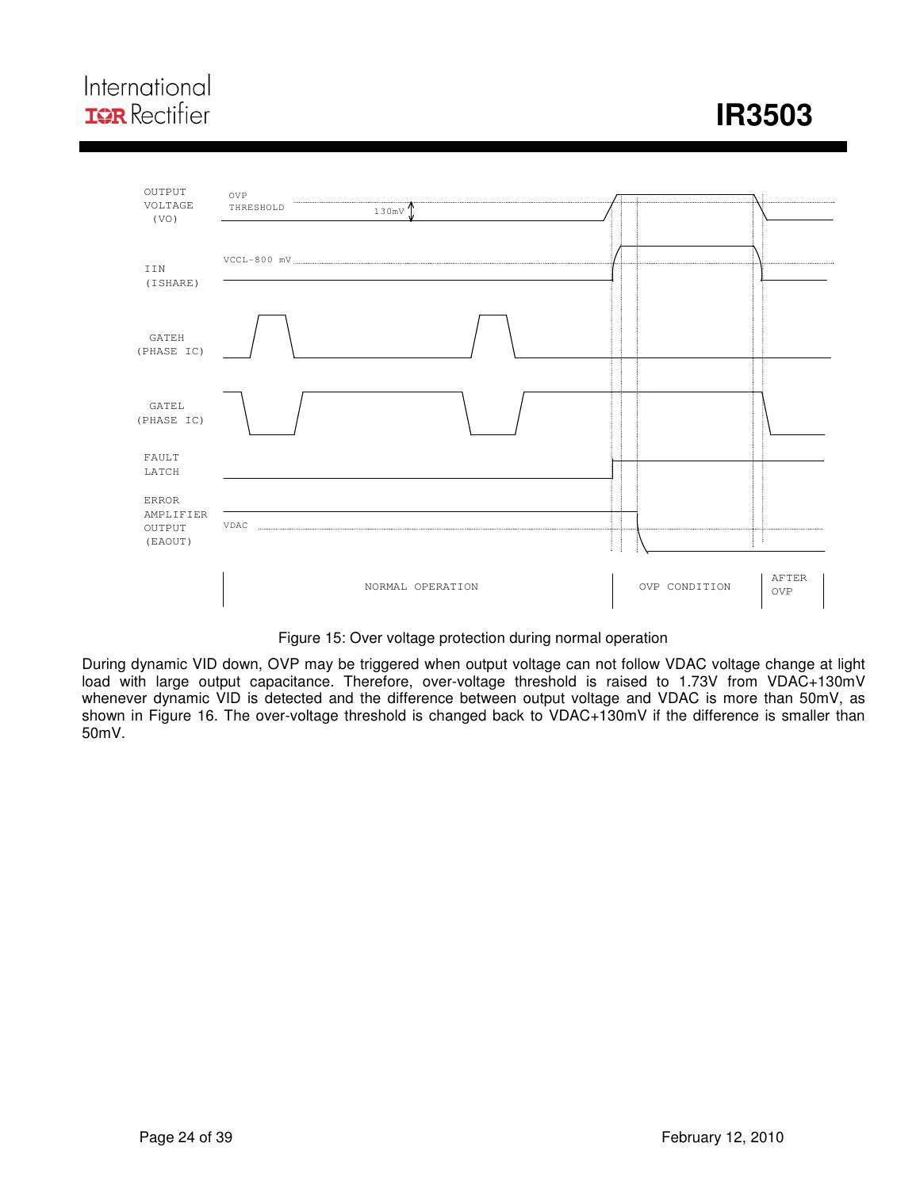OUTPUT VOLTAGE (VO)
OVP THRESHOLD
130mV
IIN (ISHARE)
VCCL-800 mV
GATEH (PHASE IC)
GATEL (PHASE IC)
FAULT LATCH
ERROR AMPLIFIER OUTPUT (EAOUT)
VDAC
NORMAL OPERATION
OVP CONDITION
AFTER OVP

Figure 15: Over voltage protection during normal operation

During dynamic VID down, OVP may be triggered when output voltage can not follow VDAC voltage change at light load with large output capacitance. Therefore, over-voltage threshold is raised to 1.73V from VDAC+130mV whenever dynamic VID is detected and the difference between output voltage and VDAC is more than 50mV, as shown in Figure 16. The over-voltage threshold is changed back to VDAC+130mV if the difference is smaller than 50mV.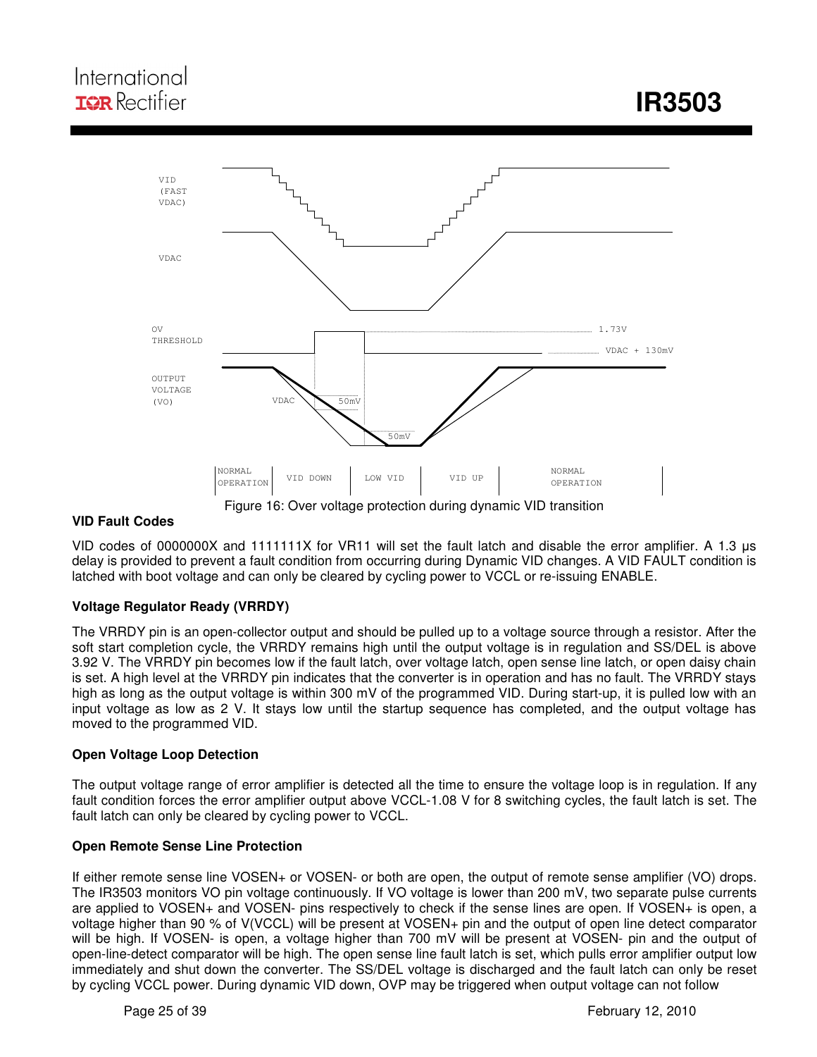VID (FAST VDAC)

VDAC

OV THRESHOLD

1.73V

VDAC + 130mV

OUTPUT VOLTAGE (VO)

VDAC

50mV

50mV

NORMAL OPERATION

VID DOWN

LOW VID

VID UP

NORMAL OPERATION

Figure 16: Over voltage protection during dynamic VID transition

### VID Fault Codes

VID codes of 0000000X and 1111111X for VR11 will set the fault latch and disable the error amplifier. A 1.3 μs delay is provided to prevent a fault condition from occurring during Dynamic VID changes. A VID FAULT condition is latched with boot voltage and can only be cleared by cycling power to VCCL or re-issuing ENABLE.

### Voltage Regulator Ready (VRRDY)

The VRRDY pin is an open-collector output and should be pulled up to a voltage source through a resistor. After the soft start completion cycle, the VRRDY remains high until the output voltage is in regulation and SS/DEL is above 3.92 V. The VRRDY pin becomes low if the fault latch, over voltage latch, open sense line latch, or open daisy chain is set. A high level at the VRRDY pin indicates that the converter is in operation and has no fault. The VRRDY stays high as long as the output voltage is within 300 mV of the programmed VID. During start-up, it is pulled low with an input voltage as low as 2 V. It stays low until the startup sequence has completed, and the output voltage has moved to the programmed VID.

### Open Voltage Loop Detection

The output voltage range of error amplifier is detected all the time to ensure the voltage loop is in regulation. If any fault condition forces the error amplifier output above VCCL-1.08 V for 8 switching cycles, the fault latch is set. The fault latch can only be cleared by cycling power to VCCL.

### Open Remote Sense Line Protection

If either remote sense line VOSEN+ or VOSEN- or both are open, the output of remote sense amplifier (VO) drops. The IR3503 monitors VO pin voltage continuously. If VO voltage is lower than 200 mV, two separate pulse currents are applied to VOSEN+ and VOSEN- pins respectively to check if the sense lines are open. If VOSEN+ is open, a voltage higher than 90 % of V(VCCL) will be present at VOSEN+ pin and the output of open line detect comparator will be high. If VOSEN- is open, a voltage higher than 700 mV will be present at VOSEN- pin and the output of open-line-detect comparator will be high. The open sense line fault latch is set, which pulls error amplifier output low immediately and shut down the converter. The SS/DEL voltage is discharged and the fault latch can only be reset by cycling VCCL power. During dynamic VID down, OVP may be triggered when output voltage can not follow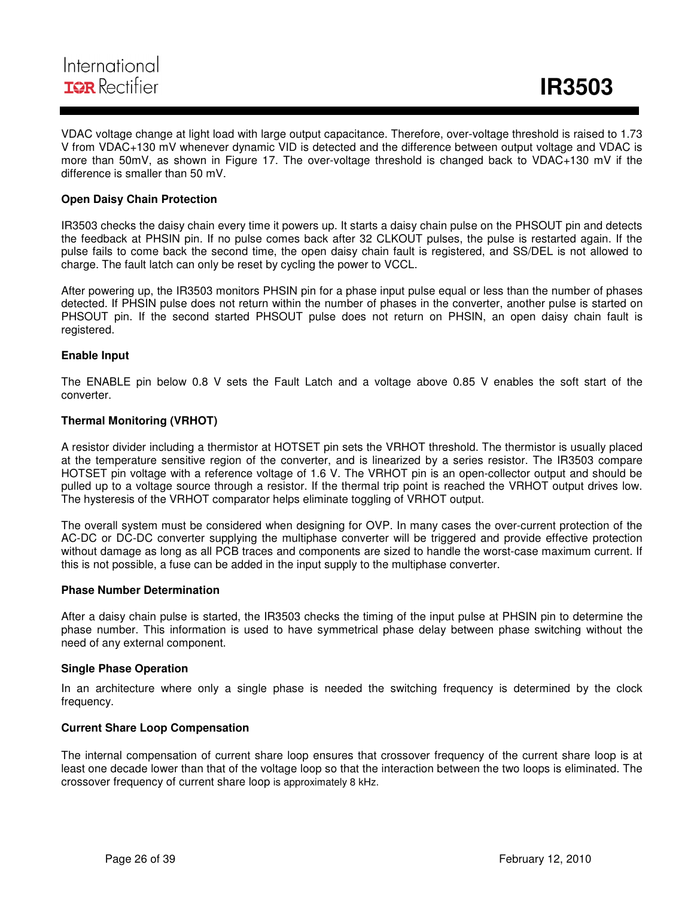VDAC voltage change at light load with large output capacitance. Therefore, over-voltage threshold is raised to 1.73 V from VDAC+130 mV whenever dynamic VID is detected and the difference between output voltage and VDAC is more than 50mV, as shown in Figure 17. The over-voltage threshold is changed back to VDAC+130 mV if the difference is smaller than 50 mV.

**Open Daisy Chain Protection**

IR3503 checks the daisy chain every time it powers up. It starts a daisy chain pulse on the PHSOUT pin and detects the feedback at PHSIN pin. If no pulse comes back after 32 CLKOUT pulses, the pulse is restarted again. If the pulse fails to come back the second time, the open daisy chain fault is registered, and SS/DEL is not allowed to charge. The fault latch can only be reset by cycling the power to VCCL.

After powering up, the IR3503 monitors PHSIN pin for a phase input pulse equal or less than the number of phases detected. If PHSIN pulse does not return within the number of phases in the converter, another pulse is started on PHSOUT pin. If the second started PHSOUT pulse does not return on PHSIN, an open daisy chain fault is registered.

**Enable Input**

The ENABLE pin below 0.8 V sets the Fault Latch and a voltage above 0.85 V enables the soft start of the converter.

**Thermal Monitoring (VRHOT)**

A resistor divider including a thermistor at HOTSET pin sets the VRHOT threshold. The thermistor is usually placed at the temperature sensitive region of the converter, and is linearized by a series resistor. The IR3503 compare HOTSET pin voltage with a reference voltage of 1.6 V. The VRHOT pin is an open-collector output and should be pulled up to a voltage source through a resistor. If the thermal trip point is reached the VRHOT output drives low. The hysteresis of the VRHOT comparator helps eliminate toggling of VRHOT output.

The overall system must be considered when designing for OVP. In many cases the over-current protection of the AC-DC or DC-DC converter supplying the multiphase converter will be triggered and provide effective protection without damage as long as all PCB traces and components are sized to handle the worst-case maximum current. If this is not possible, a fuse can be added in the input supply to the multiphase converter.

**Phase Number Determination**

After a daisy chain pulse is started, the IR3503 checks the timing of the input pulse at PHSIN pin to determine the phase number. This information is used to have symmetrical phase delay between phase switching without the need of any external component.

**Single Phase Operation**

In an architecture where only a single phase is needed the switching frequency is determined by the clock frequency.

**Current Share Loop Compensation**

The internal compensation of current share loop ensures that crossover frequency of the current share loop is at least one decade lower than that of the voltage loop so that the interaction between the two loops is eliminated. The crossover frequency of current share loop is approximately 8 kHz.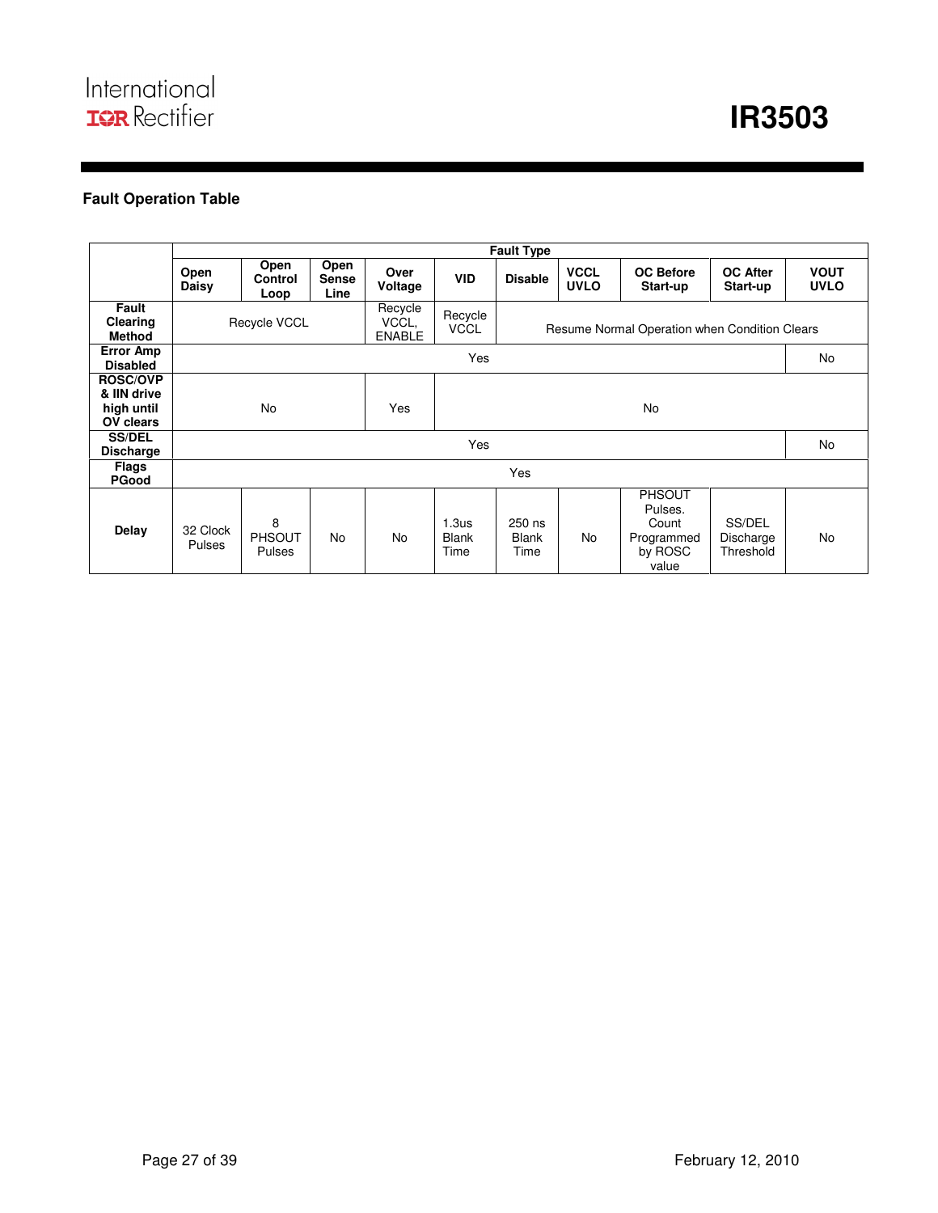## Fault Operation Table

| | Fault Type | | | | | | | | | |
|---|---|---|---|---|---|---|---|---|---|---|
| | **Open Daisy** | **Open Control Loop** | **Open Sense Line** | **Over Voltage** | **VID** | **Disable** | **VCCL UVLO** | **OC Before Start-up** | **OC After Start-up** | **VOUT UVLO** |
| **Fault Clearing Method** | Recycle VCCL | | | Recycle VCCL, ENABLE | Recycle VCCL | Resume Normal Operation when Condition Clears | | | | |
| **Error Amp Disabled** | Yes | | | | | | | | | No |
| **ROSC/OVP & IIN drive high until OV clears** | No | | | Yes | No | | | | | |
| **SS/DEL Discharge** | Yes | | | | | | | | | No |
| **Flags PGood** | Yes | | | | | | | | | |
| **Delay** | 32 Clock Pulses | 8 PHSOUT Pulses | No | No | 1.3us Blank Time | 250 ns Blank Time | No | PHSOUT Pulses. Count Programmed by ROSC value | SS/DEL Discharge Threshold | No |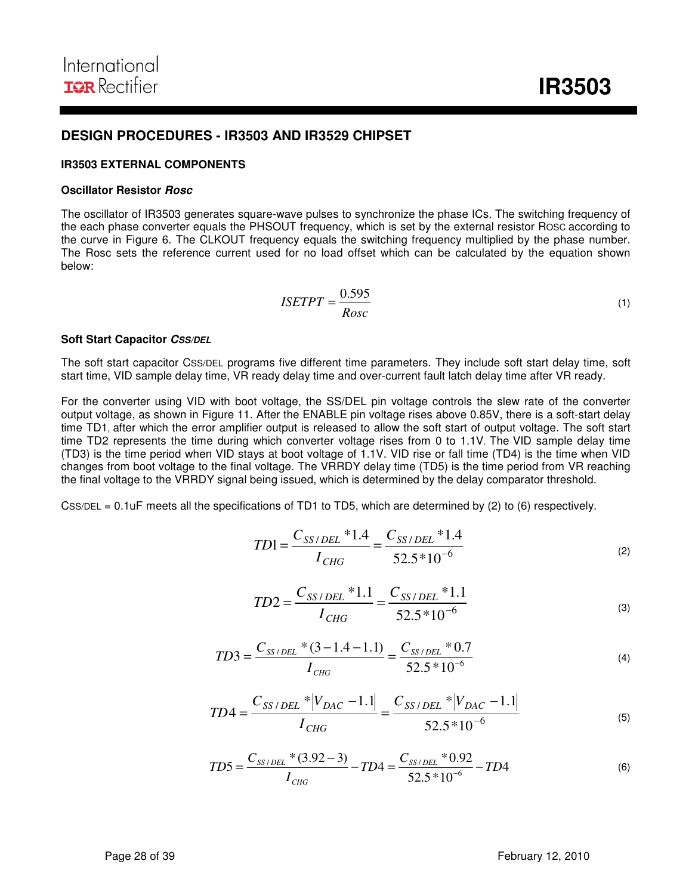## DESIGN PROCEDURES - IR3503 AND IR3529 CHIPSET

### IR3503 EXTERNAL COMPONENTS

#### Oscillator Resistor *Rosc*

The oscillator of IR3503 generates square-wave pulses to synchronize the phase ICs. The switching frequency of the each phase converter equals the PHSOUT frequency, which is set by the external resistor ROSC according to the curve in Figure 6. The CLKOUT frequency equals the switching frequency multiplied by the phase number. The Rosc sets the reference current used for no load offset which can be calculated by the equation shown below:

$$ISETPT = \frac{0.595}{Rosc} \tag{1}$$

#### Soft Start Capacitor *CSS/DEL*

The soft start capacitor $C_{SS/DEL}$ programs five different time parameters. They include soft start delay time, soft start time, VID sample delay time, VR ready delay time and over-current fault latch delay time after VR ready.

For the converter using VID with boot voltage, the SS/DEL pin voltage controls the slew rate of the converter output voltage, as shown in Figure 11. After the ENABLE pin voltage rises above 0.85V, there is a soft-start delay time TD1, after which the error amplifier output is released to allow the soft start of output voltage. The soft start time TD2 represents the time during which converter voltage rises from 0 to 1.1V. The VID sample delay time (TD3) is the time period when VID stays at boot voltage of 1.1V. VID rise or fall time (TD4) is the time when VID changes from boot voltage to the final voltage. The VRRDY delay time (TD5) is the time period from VR reaching the final voltage to the VRRDY signal being issued, which is determined by the delay comparator threshold.

$C_{SS/DEL}$ = 0.1uF meets all the specifications of TD1 to TD5, which are determined by (2) to (6) respectively.

$$TD1 = \frac{C_{SS/DEL} * 1.4}{I_{CHG}} = \frac{C_{SS/DEL} * 1.4}{52.5 * 10^{-6}} \tag{2}$$

$$TD2 = \frac{C_{SS/DEL} * 1.1}{I_{CHG}} = \frac{C_{SS/DEL} * 1.1}{52.5 * 10^{-6}} \tag{3}$$

$$TD3 = \frac{C_{SS/DEL} * (3 - 1.4 - 1.1)}{I_{CHG}} = \frac{C_{SS/DEL} * 0.7}{52.5 * 10^{-6}} \tag{4}$$

$$TD4 = \frac{C_{SS/DEL} * |V_{DAC} - 1.1|}{I_{CHG}} = \frac{C_{SS/DEL} * |V_{DAC} - 1.1|}{52.5 * 10^{-6}} \tag{5}$$

$$TD5 = \frac{C_{SS/DEL} * (3.92 - 3)}{I_{CHG}} - TD4 = \frac{C_{SS/DEL} * 0.92}{52.5 * 10^{-6}} - TD4 \tag{6}$$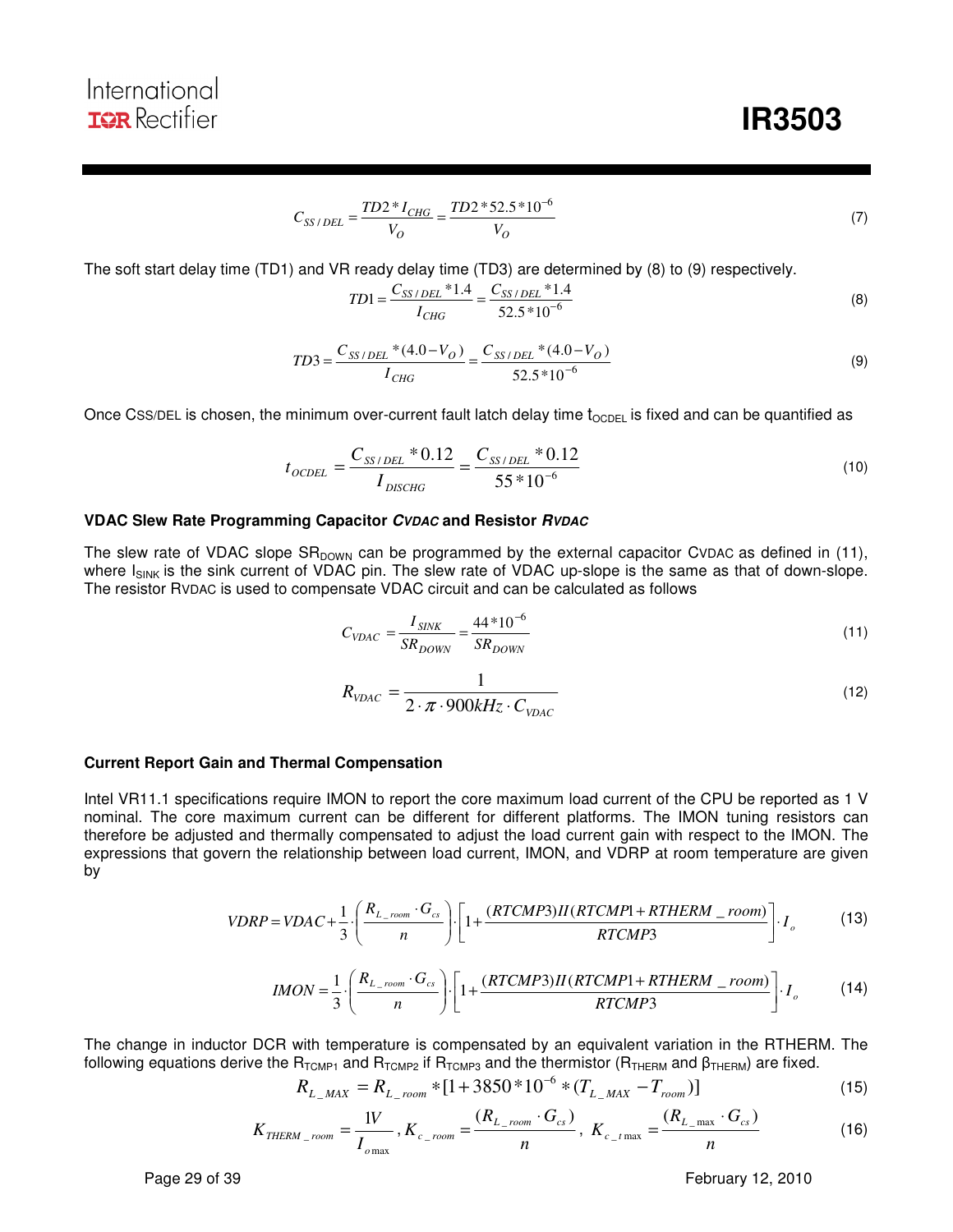$$C_{SS/DEL} = \frac{TD2 * I_{CHG}}{V_O} = \frac{TD2 * 52.5 * 10^{-6}}{V_O} \tag{7}$$

The soft start delay time (TD1) and VR ready delay time (TD3) are determined by (8) to (9) respectively.

$$TD1 = \frac{C_{SS/DEL} * 1.4}{I_{CHG}} = \frac{C_{SS/DEL} * 1.4}{52.5 * 10^{-6}} \tag{8}$$

$$TD3 = \frac{C_{SS/DEL} * (4.0 - V_O)}{I_{CHG}} = \frac{C_{SS/DEL} * (4.0 - V_O)}{52.5 * 10^{-6}} \tag{9}$$

Once CSS/DEL is chosen, the minimum over-current fault latch delay time $t_{OCDEL}$ is fixed and can be quantified as

$$t_{OCDEL} = \frac{C_{SS/DEL} * 0.12}{I_{DISCHG}} = \frac{C_{SS/DEL} * 0.12}{55 * 10^{-6}} \tag{10}$$

#### VDAC Slew Rate Programming Capacitor *CVDAC* and Resistor *RVDAC*

The slew rate of VDAC slope $SR_{DOWN}$ can be programmed by the external capacitor CVDAC as defined in (11), where $I_{SINK}$ is the sink current of VDAC pin. The slew rate of VDAC up-slope is the same as that of down-slope. The resistor RVDAC is used to compensate VDAC circuit and can be calculated as follows

$$C_{VDAC} = \frac{I_{SINK}}{SR_{DOWN}} = \frac{44 * 10^{-6}}{SR_{DOWN}} \tag{11}$$

$$R_{VDAC} = \frac{1}{2 \cdot \pi \cdot 900kHz \cdot C_{VDAC}} \tag{12}$$

#### Current Report Gain and Thermal Compensation

Intel VR11.1 specifications require IMON to report the core maximum load current of the CPU be reported as 1 V nominal. The core maximum current can be different for different platforms. The IMON tuning resistors can therefore be adjusted and thermally compensated to adjust the load current gain with respect to the IMON. The expressions that govern the relationship between load current, IMON, and VDRP at room temperature are given by

$$VDRP = VDAC + \frac{1}{3} \cdot \left( \frac{R_{L\_room} \cdot G_{cs}}{n} \right) \cdot \left[ 1 + \frac{(RTCMP3) II (RTCMP1 + RTHERM\_room)}{RTCMP3} \right] \cdot I_o \tag{13}$$

$$IMON = \frac{1}{3} \cdot \left( \frac{R_{L\_room} \cdot G_{cs}}{n} \right) \cdot \left[ 1 + \frac{(RTCMP3) II (RTCMP1 + RTHERM\_room)}{RTCMP3} \right] \cdot I_o \tag{14}$$

The change in inductor DCR with temperature is compensated by an equivalent variation in the RTHERM. The following equations derive the $R_{TCMP1}$ and $R_{TCMP2}$ if $R_{TCMP3}$ and the thermistor ($R_{THERM}$ and $\beta_{THERM}$) are fixed.

$$R_{L\_MAX} = R_{L\_room} * [1 + 3850 * 10^{-6} * (T_{L\_MAX} - T_{room})] \tag{15}$$

$$K_{THERM\_room} = \frac{1V}{I_{o\max}}, K_{c\_room} = \frac{(R_{L\_room} \cdot G_{cs})}{n}, \; K_{c\_t\max} = \frac{(R_{L\_\max} \cdot G_{cs})}{n} \tag{16}$$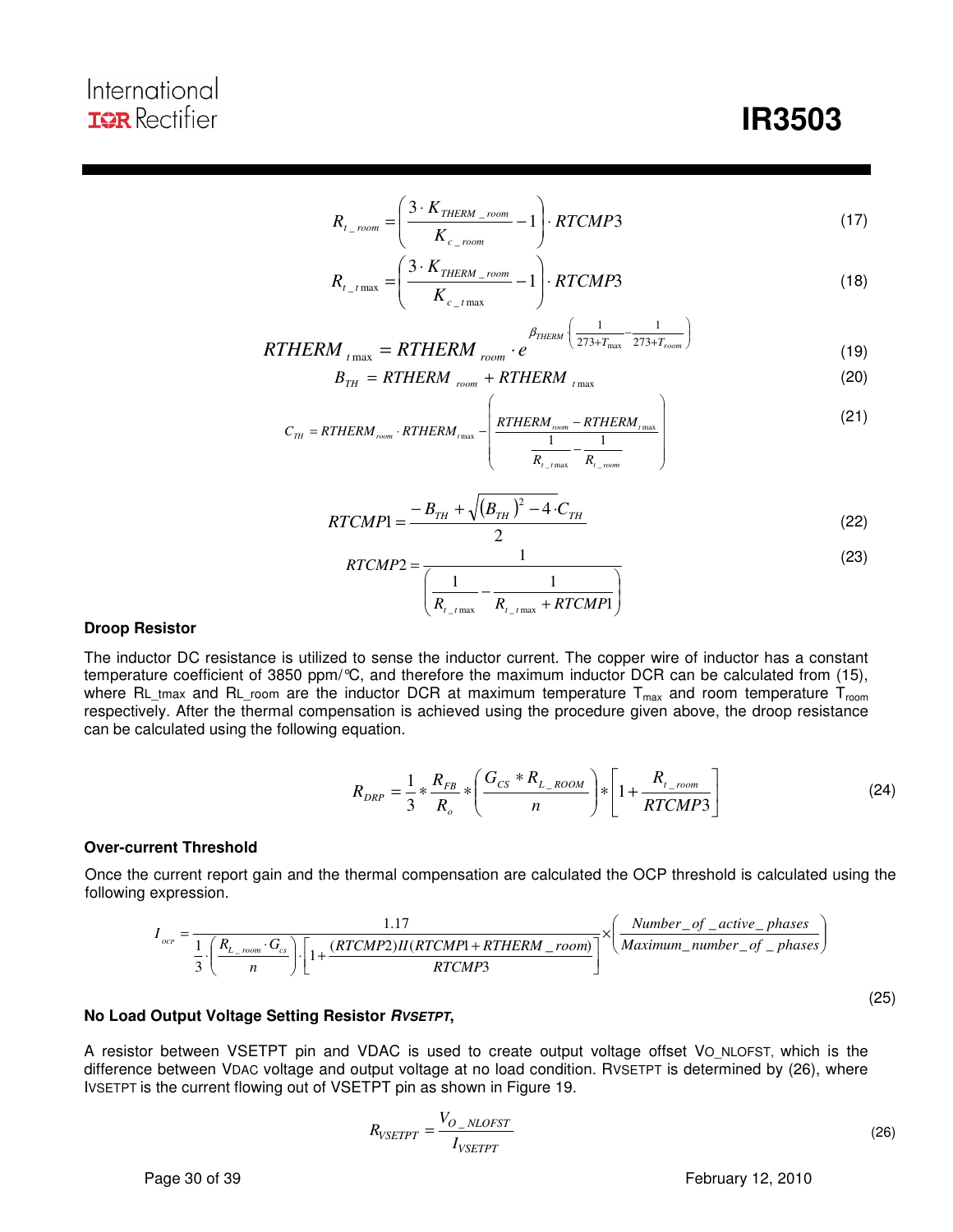$$R_{t\_room} = \left( \frac{3 \cdot K_{THERM\_room}}{K_{c\_room}} - 1 \right) \cdot RTCMP3 \tag{17}$$

$$R_{t\_t\max} = \left( \frac{3 \cdot K_{THERM\_room}}{K_{c\_t\max}} - 1 \right) \cdot RTCMP3 \tag{18}$$

$$RTHERM_{t\max} = RTHERM_{room} \cdot e^{\beta_{THERM} \cdot \left( \frac{1}{273+T_{\max}} - \frac{1}{273+T_{room}} \right)} \tag{19}$$

$$B_{TH} = RTHERM_{room} + RTHERM_{t\max} \tag{20}$$

$$C_{TH} = RTHERM_{room} \cdot RTHERM_{t\max} - \left( \frac{RTHERM_{room} - RTHERM_{t\max}}{\frac{1}{R_{t\_t\max}} - \frac{1}{R_{t\_room}}} \right) \tag{21}$$

$$RTCMP1 = \frac{-B_{TH} + \sqrt{(B_{TH})^2 - 4 \cdot C_{TH}}}{2} \tag{22}$$

$$RTCMP2 = \frac{1}{\left( \frac{1}{R_{t\_t\max}} - \frac{1}{R_{t\_t\max} + RTCMP1} \right)} \tag{23}$$

**Droop Resistor**

The inductor DC resistance is utilized to sense the inductor current. The copper wire of inductor has a constant temperature coefficient of 3850 ppm/°C, and therefore the maximum inductor DCR can be calculated from (15), where $R_{L\_tmax}$ and $R_{L\_room}$ are the inductor DCR at maximum temperature $T_{max}$ and room temperature $T_{room}$ respectively. After the thermal compensation is achieved using the procedure given above, the droop resistance can be calculated using the following equation.

$$R_{DRP} = \frac{1}{3} * \frac{R_{FB}}{R_o} * \left( \frac{G_{CS} * R_{L\_ROOM}}{n} \right) * \left[ 1 + \frac{R_{t\_room}}{RTCMP3} \right] \tag{24}$$

**Over-current Threshold**

Once the current report gain and the thermal compensation are calculated the OCP threshold is calculated using the following expression.

$$I_{OCP} = \frac{1.17}{\frac{1}{3} \cdot \left( \frac{R_{L\_room} \cdot G_{cs}}{n} \right) \cdot \left[ 1 + \frac{(RTCMP2) // (RTCMP1 + RTHERM\_room)}{RTCMP3} \right]} \times \left( \frac{Number\_of\_active\_phases}{Maximum\_number\_of\_phases} \right) \tag{25}$$

**No Load Output Voltage Setting Resistor *RVSETPT*,**

A resistor between VSETPT pin and VDAC is used to create output voltage offset $V_{O\_NLOFST}$, which is the difference between $V_{DAC}$ voltage and output voltage at no load condition. $R_{VSETPT}$ is determined by (26), where $I_{VSETPT}$ is the current flowing out of VSETPT pin as shown in Figure 19.

$$R_{VSETPT} = \frac{V_{O\_NLOFST}}{I_{VSETPT}} \tag{26}$$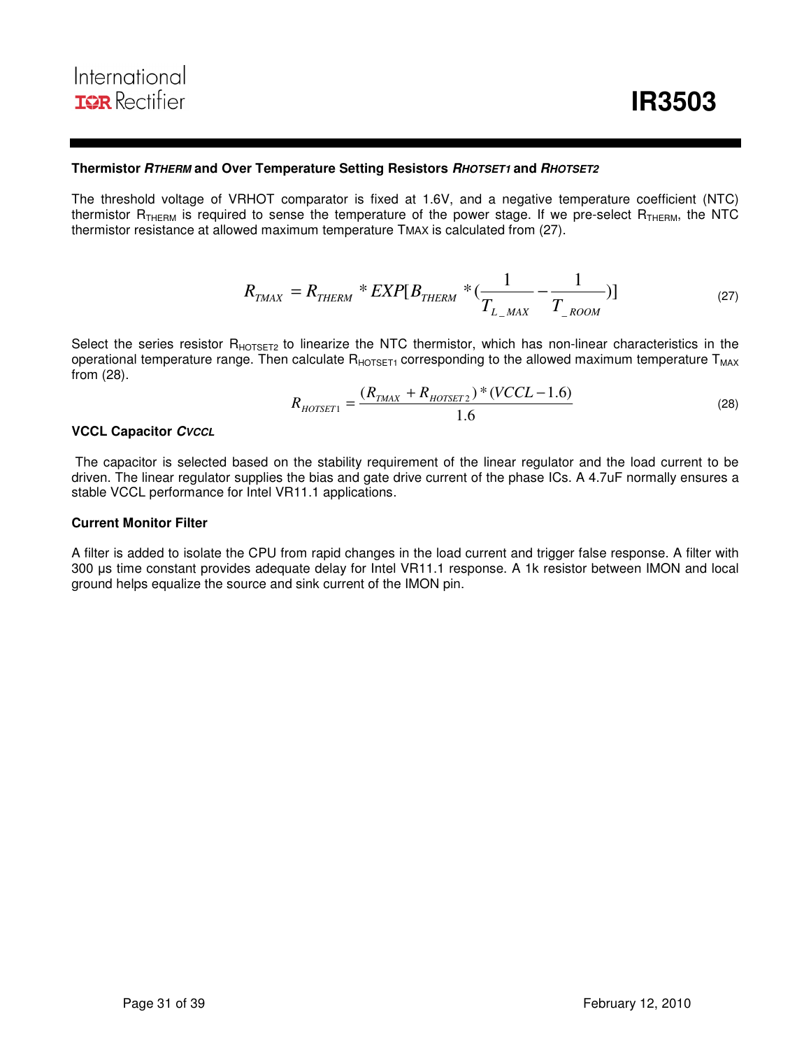### Thermistor $R_{THERM}$ and Over Temperature Setting Resistors $R_{HOTSET1}$ and $R_{HOTSET2}$

The threshold voltage of VRHOT comparator is fixed at 1.6V, and a negative temperature coefficient (NTC) thermistor $R_{THERM}$ is required to sense the temperature of the power stage. If we pre-select $R_{THERM}$, the NTC thermistor resistance at allowed maximum temperature TMAX is calculated from (27).

$$R_{TMAX} = R_{THERM} * EXP[B_{THERM} * (\frac{1}{T_{L\_MAX}} - \frac{1}{T_{\_ROOM}})] \tag{27}$$

Select the series resistor $R_{HOTSET2}$ to linearize the NTC thermistor, which has non-linear characteristics in the operational temperature range. Then calculate $R_{HOTSET1}$ corresponding to the allowed maximum temperature $T_{MAX}$ from (28).

$$R_{HOTSET1} = \frac{(R_{TMAX} + R_{HOTSET2}) * (VCCL - 1.6)}{1.6} \tag{28}$$

### VCCL Capacitor $C_{VCCL}$

The capacitor is selected based on the stability requirement of the linear regulator and the load current to be driven. The linear regulator supplies the bias and gate drive current of the phase ICs. A 4.7uF normally ensures a stable VCCL performance for Intel VR11.1 applications.

### Current Monitor Filter

A filter is added to isolate the CPU from rapid changes in the load current and trigger false response. A filter with 300 µs time constant provides adequate delay for Intel VR11.1 response. A 1k resistor between IMON and local ground helps equalize the source and sink current of the IMON pin.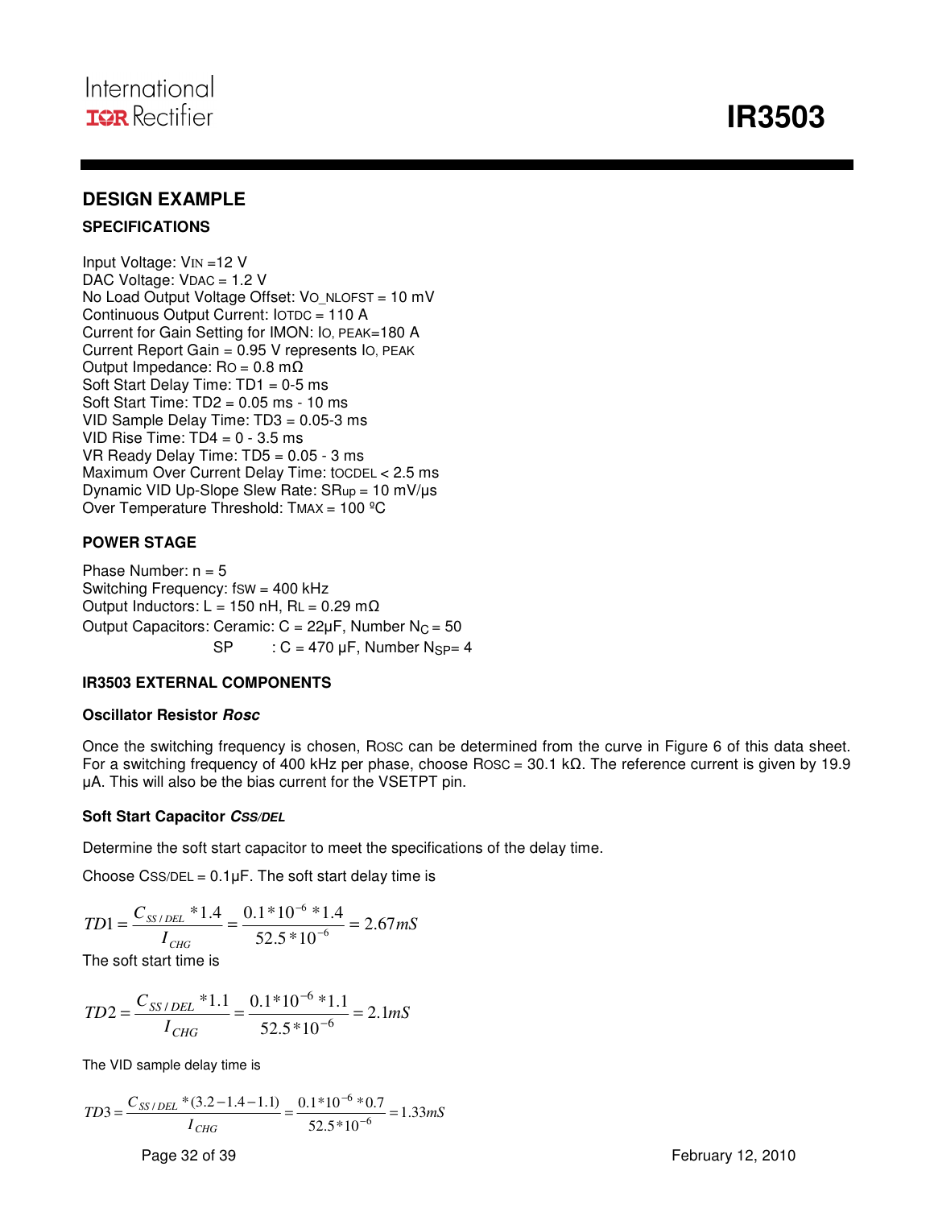## DESIGN EXAMPLE

### SPECIFICATIONS

Input Voltage: $V_{IN}$ =12 V
DAC Voltage: $V_{DAC}$ = 1.2 V
No Load Output Voltage Offset: $V_{O\_NLOFST}$ = 10 mV
Continuous Output Current: $I_{OTDC}$ = 110 A
Current for Gain Setting for IMON: $I_{O,\ PEAK}$=180 A
Current Report Gain = 0.95 V represents $I_{O,\ PEAK}$
Output Impedance: $R_O$ = 0.8 mΩ
Soft Start Delay Time: TD1 = 0-5 ms
Soft Start Time: TD2 = 0.05 ms - 10 ms
VID Sample Delay Time: TD3 = 0.05-3 ms
VID Rise Time: TD4 = 0 - 3.5 ms
VR Ready Delay Time: TD5 = 0.05 - 3 ms
Maximum Over Current Delay Time: $t_{OCDEL}$ < 2.5 ms
Dynamic VID Up-Slope Slew Rate: $SR_{up}$ = 10 mV/µs
Over Temperature Threshold: $T_{MAX}$ = 100 ºC

### POWER STAGE

Phase Number: n = 5
Switching Frequency: $f_{SW}$ = 400 kHz
Output Inductors: L = 150 nH, $R_L$ = 0.29 mΩ
Output Capacitors: Ceramic: C = 22µF, Number $N_C$ = 50
SP : C = 470 µF, Number $N_{SP}$= 4

### IR3503 EXTERNAL COMPONENTS

#### Oscillator Resistor *Rosc*

Once the switching frequency is chosen, $R_{OSC}$ can be determined from the curve in Figure 6 of this data sheet. For a switching frequency of 400 kHz per phase, choose $R_{OSC}$ = 30.1 kΩ. The reference current is given by 19.9 µA. This will also be the bias current for the VSETPT pin.

#### Soft Start Capacitor *CSS/DEL*

Determine the soft start capacitor to meet the specifications of the delay time.

Choose $C_{SS/DEL}$ = 0.1µF. The soft start delay time is

$$TD1 = \frac{C_{SS/DEL} * 1.4}{I_{CHG}} = \frac{0.1*10^{-6}*1.4}{52.5*10^{-6}} = 2.67mS$$

The soft start time is

$$TD2 = \frac{C_{SS/DEL} * 1.1}{I_{CHG}} = \frac{0.1*10^{-6}*1.1}{52.5*10^{-6}} = 2.1mS$$

The VID sample delay time is

$$TD3 = \frac{C_{SS/DEL} * (3.2 - 1.4 - 1.1)}{I_{CHG}} = \frac{0.1*10^{-6}*0.7}{52.5*10^{-6}} = 1.33mS$$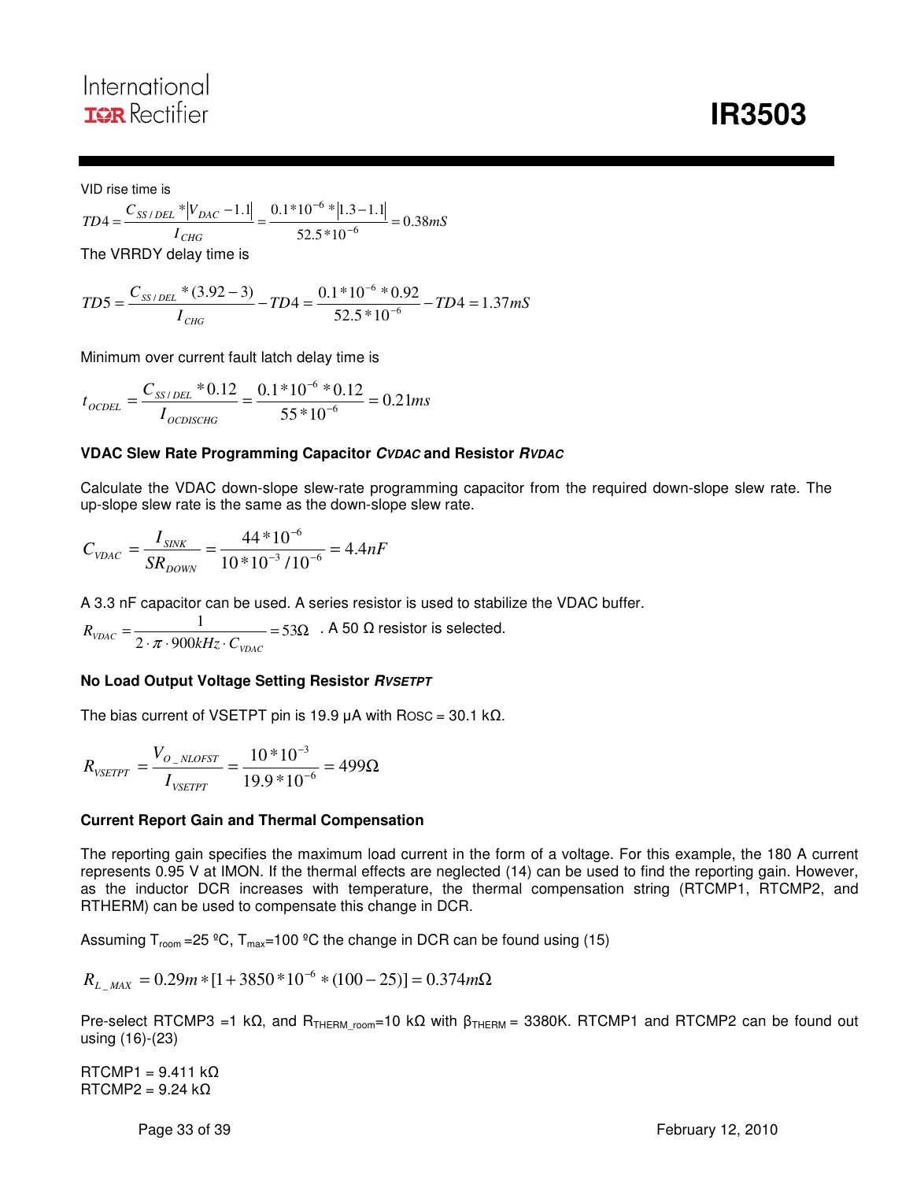VID rise time is

$$TD4 = \frac{C_{SS/DEL} * |V_{DAC} - 1.1|}{I_{CHG}} = \frac{0.1*10^{-6} * |1.3 - 1.1|}{52.5*10^{-6}} = 0.38mS$$

The VRRDY delay time is

$$TD5 = \frac{C_{SS/DEL} * (3.92 - 3)}{I_{CHG}} - TD4 = \frac{0.1*10^{-6} * 0.92}{52.5*10^{-6}} - TD4 = 1.37mS$$

Minimum over current fault latch delay time is

$$t_{OCDEL} = \frac{C_{SS/DEL} * 0.12}{I_{OCDISCHG}} = \frac{0.1*10^{-6} * 0.12}{55*10^{-6}} = 0.21ms$$

**VDAC Slew Rate Programming Capacitor *CVDAC* and Resistor *RVDAC***

Calculate the VDAC down-slope slew-rate programming capacitor from the required down-slope slew rate. The up-slope slew rate is the same as the down-slope slew rate.

$$C_{VDAC} = \frac{I_{SINK}}{SR_{DOWN}} = \frac{44*10^{-6}}{10*10^{-3}/10^{-6}} = 4.4nF$$

A 3.3 nF capacitor can be used. A series resistor is used to stabilize the VDAC buffer.

$$R_{VDAC} = \frac{1}{2 \cdot \pi \cdot 900kHz \cdot C_{VDAC}} = 53\Omega$$

. A 50 Ω resistor is selected.

**No Load Output Voltage Setting Resistor *RVSETPT***

The bias current of VSETPT pin is 19.9 μA with $R_{OSC}$ = 30.1 kΩ.

$$R_{VSETPT} = \frac{V_{O\_NLOFST}}{I_{VSETPT}} = \frac{10*10^{-3}}{19.9*10^{-6}} = 499\Omega$$

**Current Report Gain and Thermal Compensation**

The reporting gain specifies the maximum load current in the form of a voltage. For this example, the 180 A current represents 0.95 V at IMON. If the thermal effects are neglected (14) can be used to find the reporting gain. However, as the inductor DCR increases with temperature, the thermal compensation string (RTCMP1, RTCMP2, and RTHERM) can be used to compensate this change in DCR.

Assuming $T_{room}$ =25 ºC, $T_{max}$=100 ºC the change in DCR can be found using (15)

$$R_{L\_MAX} = 0.29m * [1 + 3850*10^{-6} * (100 - 25)] = 0.374m\Omega$$

Pre-select RTCMP3 =1 kΩ, and $R_{THERM\_room}$=10 kΩ with $\beta_{THERM}$ = 3380K. RTCMP1 and RTCMP2 can be found out using (16)-(23)

RTCMP1 = 9.411 kΩ  
RTCMP2 = 9.24 kΩ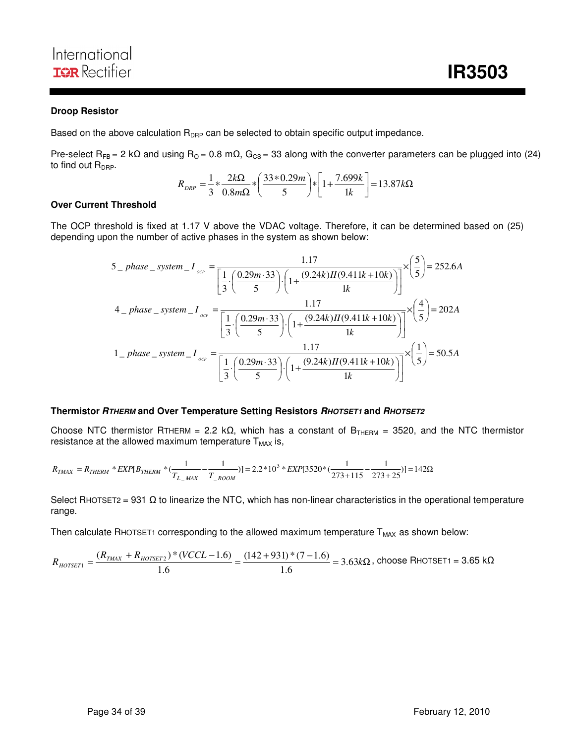**Droop Resistor**

Based on the above calculation $R_{DRP}$ can be selected to obtain specific output impedance.

Pre-select $R_{FB}$ = 2 kΩ and using $R_O$ = 0.8 mΩ, $G_{CS}$ = 33 along with the converter parameters can be plugged into (24) to find out $R_{DRP}$.

$$R_{DRP} = \frac{1}{3} * \frac{2k\Omega}{0.8m\Omega} * \left(\frac{33 * 0.29m}{5}\right) * \left[1 + \frac{7.699k}{1k}\right] = 13.87k\Omega$$

**Over Current Threshold**

The OCP threshold is fixed at 1.17 V above the VDAC voltage. Therefore, it can be determined based on (25) depending upon the number of active phases in the system as shown below:

$$5\_phase\_system\_I_{OCP} = \frac{1.17}{\left[\frac{1}{3} \cdot \left(\frac{0.29m \cdot 33}{5}\right) \cdot \left(1 + \frac{(9.24k) II (9.411k + 10k)}{1k}\right)\right]} \times \left(\frac{5}{5}\right) = 252.6A$$

$$4\_phase\_system\_I_{OCP} = \frac{1.17}{\left[\frac{1}{3} \cdot \left(\frac{0.29m \cdot 33}{5}\right) \cdot \left(1 + \frac{(9.24k) II (9.411k + 10k)}{1k}\right)\right]} \times \left(\frac{4}{5}\right) = 202A$$

$$1\_phase\_system\_I_{OCP} = \frac{1.17}{\left[\frac{1}{3} \cdot \left(\frac{0.29m \cdot 33}{5}\right) \cdot \left(1 + \frac{(9.24k) II (9.411k + 10k)}{1k}\right)\right]} \times \left(\frac{1}{5}\right) = 50.5A$$

**Thermistor *RTHERM* and Over Temperature Setting Resistors *RHOTSET1* and *RHOTSET2***

Choose NTC thermistor RTHERM = 2.2 kΩ, which has a constant of $B_{THERM}$ = 3520, and the NTC thermistor resistance at the allowed maximum temperature $T_{MAX}$ is,

$$R_{TMAX} = R_{THERM} * EXP[B_{THERM} * (\frac{1}{T_{L\_MAX}} - \frac{1}{T_{\_ROOM}})] = 2.2 * 10^3 * EXP[3520 * (\frac{1}{273 + 115} - \frac{1}{273 + 25})] = 142\Omega$$

Select RHOTSET2 = 931 Ω to linearize the NTC, which has non-linear characteristics in the operational temperature range.

Then calculate RHOTSET1 corresponding to the allowed maximum temperature $T_{MAX}$ as shown below:

$$R_{HOTSET1} = \frac{(R_{TMAX} + R_{HOTSET2}) * (VCCL - 1.6)}{1.6} = \frac{(142 + 931) * (7 - 1.6)}{1.6} = 3.63k\Omega$$, choose RHOTSET1 = 3.65 kΩ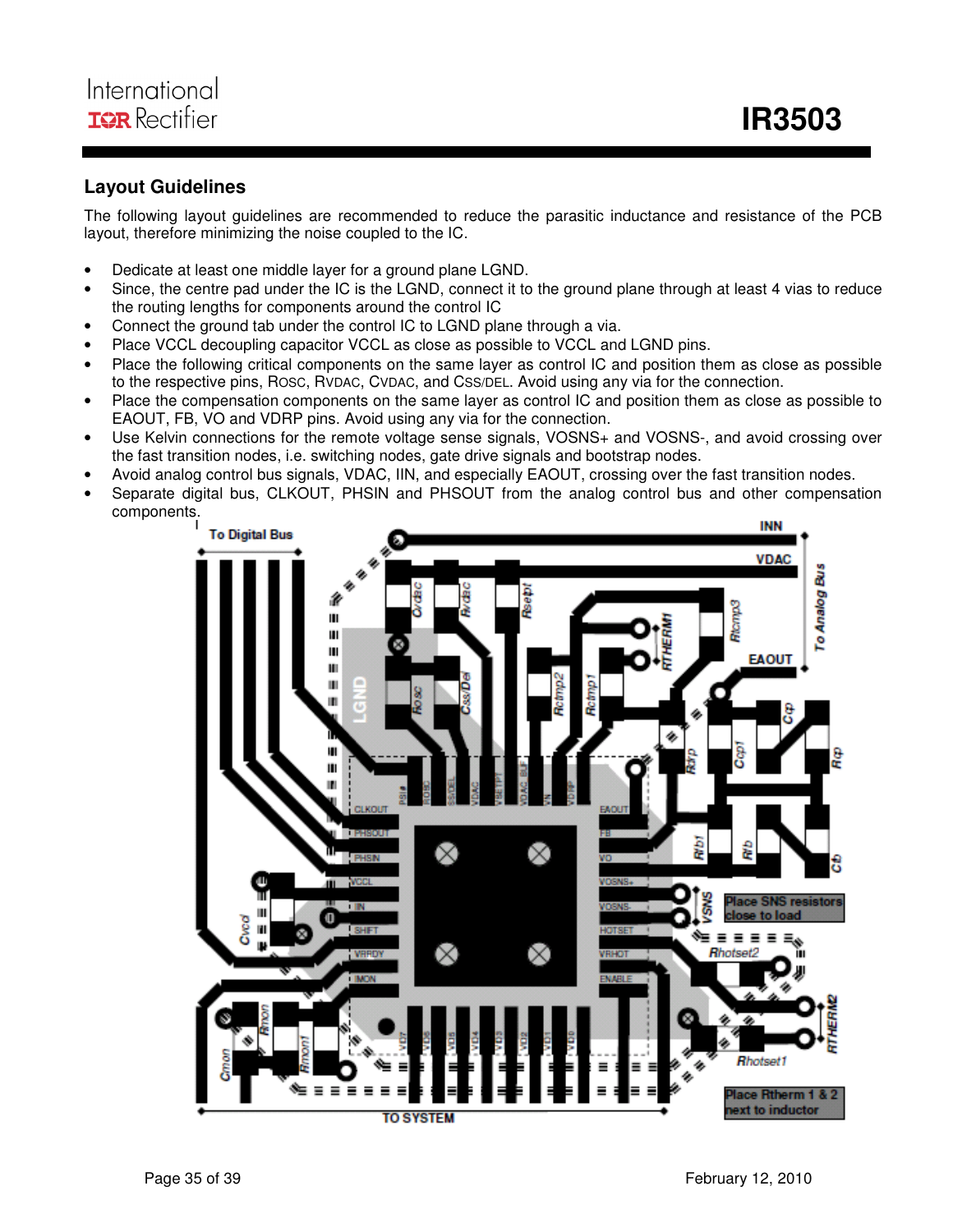## Layout Guidelines

The following layout guidelines are recommended to reduce the parasitic inductance and resistance of the PCB layout, therefore minimizing the noise coupled to the IC.

- Dedicate at least one middle layer for a ground plane LGND.
- Since, the centre pad under the IC is the LGND, connect it to the ground plane through at least 4 vias to reduce the routing lengths for components around the control IC
- Connect the ground tab under the control IC to LGND plane through a via.
- Place VCCL decoupling capacitor VCCL as close as possible to VCCL and LGND pins.
- Place the following critical components on the same layer as control IC and position them as close as possible to the respective pins, ROSC, RVDAC, CVDAC, and CSS/DEL. Avoid using any via for the connection.
- Place the compensation components on the same layer as control IC and position them as close as possible to EAOUT, FB, VO and VDRP pins. Avoid using any via for the connection.
- Use Kelvin connections for the remote voltage sense signals, VOSNS+ and VOSNS-, and avoid crossing over the fast transition nodes, i.e. switching nodes, gate drive signals and bootstrap nodes.
- Avoid analog control bus signals, VDAC, IIN, and especially EAOUT, crossing over the fast transition nodes.
- Separate digital bus, CLKOUT, PHSIN and PHSOUT from the analog control bus and other compensation components.

To Digital Bus
INN
VDAC
To Analog Bus
EAOUT
Cvdac
Rvdac
Rsetpt
RTHERM1
Rtcmp3
LGND
Rosc
Css/Del
Rtcmp2
Rtcmp1
Rdrp
Ccp1
Ccp
Rcp
Rfb1
Rfb
Cfb
PSI#
ROSC
SS/DEL
VDAC
VSETPT
VDAC BUF
VN
VDRP
CLKOUT
PHSOUT
PHSIN
VCCL
IIN
SHIFT
VRRDY
IMON
EAOUT
FB
VO
VOSNS+
VOSNS-
HOTSET
VRHOT
ENABLE
VSNS
Place SNS resistors close to load
Rhotset2
RTHERM2
Rhotset1
Cvccl
Rmon
Cmon
Rmon1
VID7
VID6
VID5
VID4
VID3
VID2
VID1
VID0
TO SYSTEM
Place Rtherm 1 & 2 next to inductor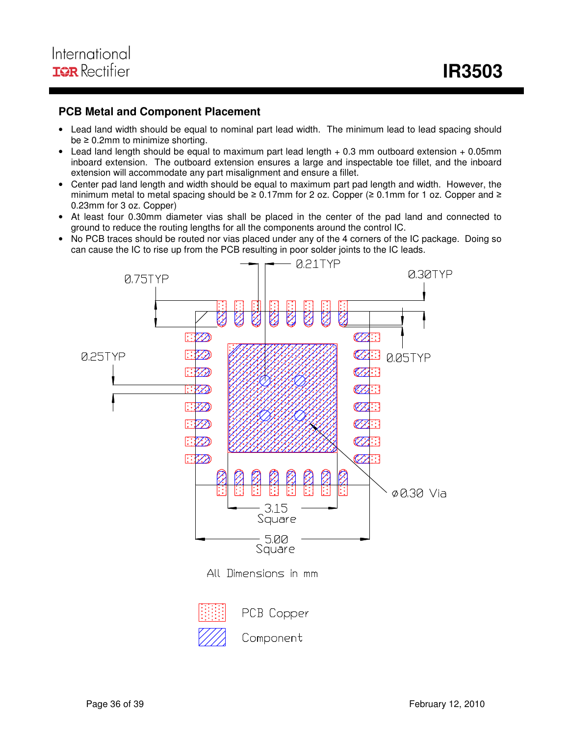## PCB Metal and Component Placement

- Lead land width should be equal to nominal part lead width. The minimum lead to lead spacing should be ≥ 0.2mm to minimize shorting.
- Lead land length should be equal to maximum part lead length + 0.3 mm outboard extension + 0.05mm inboard extension. The outboard extension ensures a large and inspectable toe fillet, and the inboard extension will accommodate any part misalignment and ensure a fillet.
- Center pad land length and width should be equal to maximum part pad length and width. However, the minimum metal to metal spacing should be ≥ 0.17mm for 2 oz. Copper (≥ 0.1mm for 1 oz. Copper and ≥ 0.23mm for 3 oz. Copper)
- At least four 0.30mm diameter vias shall be placed in the center of the pad land and connected to ground to reduce the routing lengths for all the components around the control IC.
- No PCB traces should be routed nor vias placed under any of the 4 corners of the IC package. Doing so can cause the IC to rise up from the PCB resulting in poor solder joints to the IC leads.

0.21TYP
0.75TYP
0.30TYP
0.25TYP
0.05TYP
ø0.30 Via
3.15 Square
5.00 Square
All Dimensions in mm
PCB Copper
Component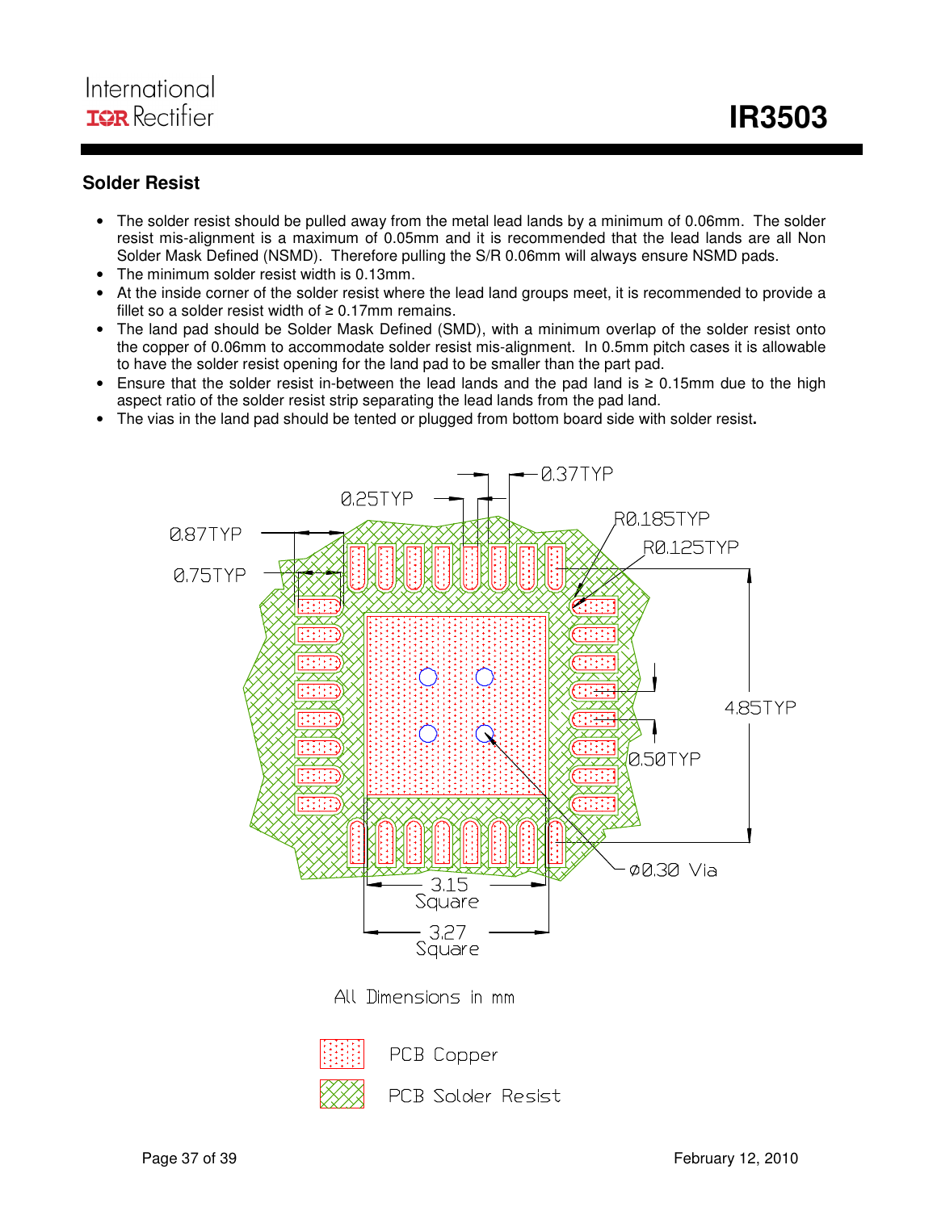## Solder Resist

- The solder resist should be pulled away from the metal lead lands by a minimum of 0.06mm. The solder resist mis-alignment is a maximum of 0.05mm and it is recommended that the lead lands are all Non Solder Mask Defined (NSMD). Therefore pulling the S/R 0.06mm will always ensure NSMD pads.
- The minimum solder resist width is 0.13mm.
- At the inside corner of the solder resist where the lead land groups meet, it is recommended to provide a fillet so a solder resist width of ≥ 0.17mm remains.
- The land pad should be Solder Mask Defined (SMD), with a minimum overlap of the solder resist onto the copper of 0.06mm to accommodate solder resist mis-alignment. In 0.5mm pitch cases it is allowable to have the solder resist opening for the land pad to be smaller than the part pad.
- Ensure that the solder resist in-between the lead lands and the pad land is ≥ 0.15mm due to the high aspect ratio of the solder resist strip separating the lead lands from the pad land.
- The vias in the land pad should be tented or plugged from bottom board side with solder resist**.**

0.37TYP
0.25TYP
R0.185TYP
R0.125TYP
0.87TYP
0.75TYP
4.85TYP
0.50TYP
ø0.30 Via
3.15 Square
3.27 Square

All Dimensions in mm

PCB Copper

PCB Solder Resist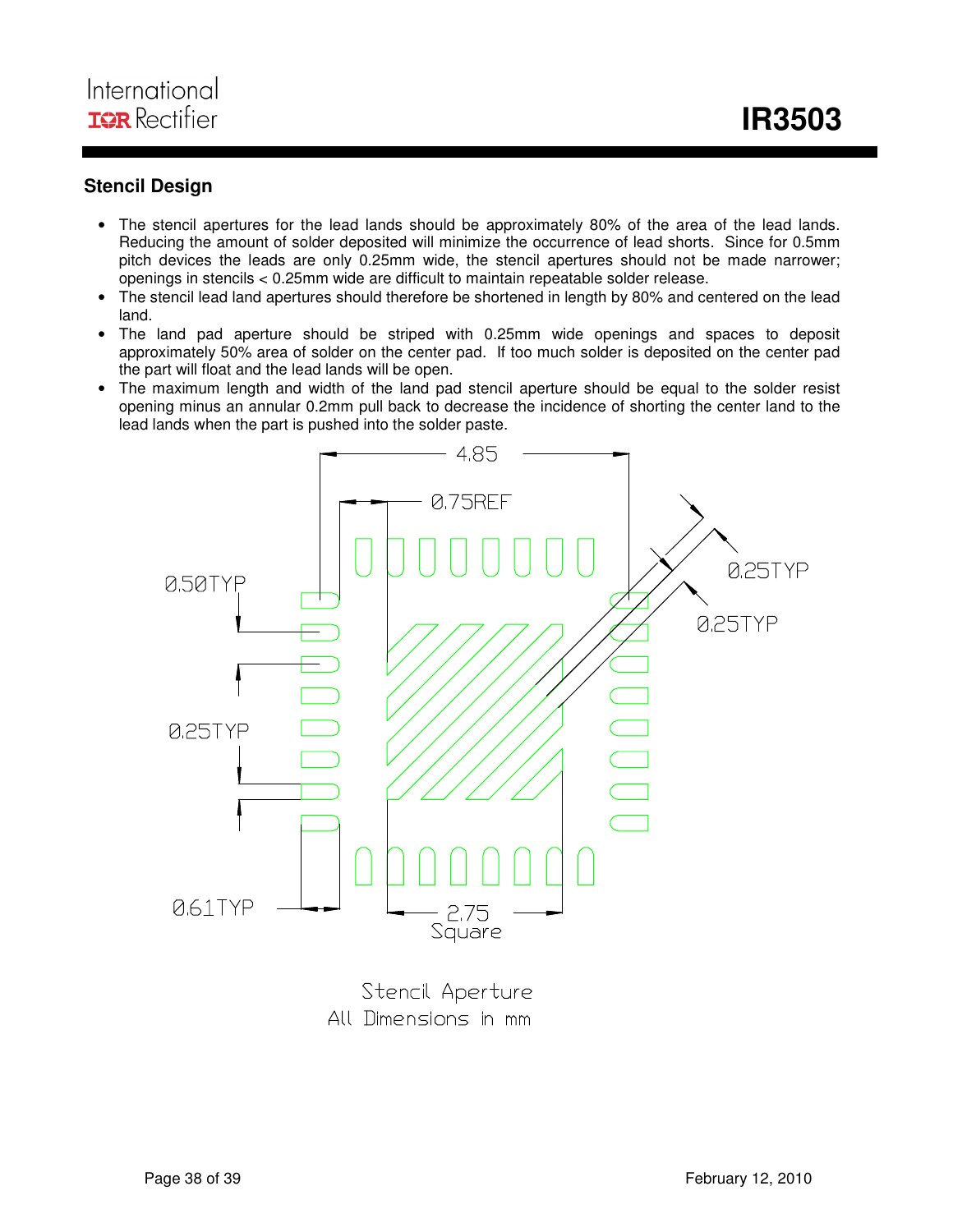## Stencil Design

- The stencil apertures for the lead lands should be approximately 80% of the area of the lead lands. Reducing the amount of solder deposited will minimize the occurrence of lead shorts. Since for 0.5mm pitch devices the leads are only 0.25mm wide, the stencil apertures should not be made narrower; openings in stencils < 0.25mm wide are difficult to maintain repeatable solder release.
- The stencil lead land apertures should therefore be shortened in length by 80% and centered on the lead land.
- The land pad aperture should be striped with 0.25mm wide openings and spaces to deposit approximately 50% area of solder on the center pad. If too much solder is deposited on the center pad the part will float and the lead lands will be open.
- The maximum length and width of the land pad stencil aperture should be equal to the solder resist opening minus an annular 0.2mm pull back to decrease the incidence of shorting the center land to the lead lands when the part is pushed into the solder paste.

4.85
0.75REF
0.25TYP
0.25TYP
0.50TYP
0.25TYP
0.61TYP
2.75
Square

Stencil Aperture
All Dimensions in mm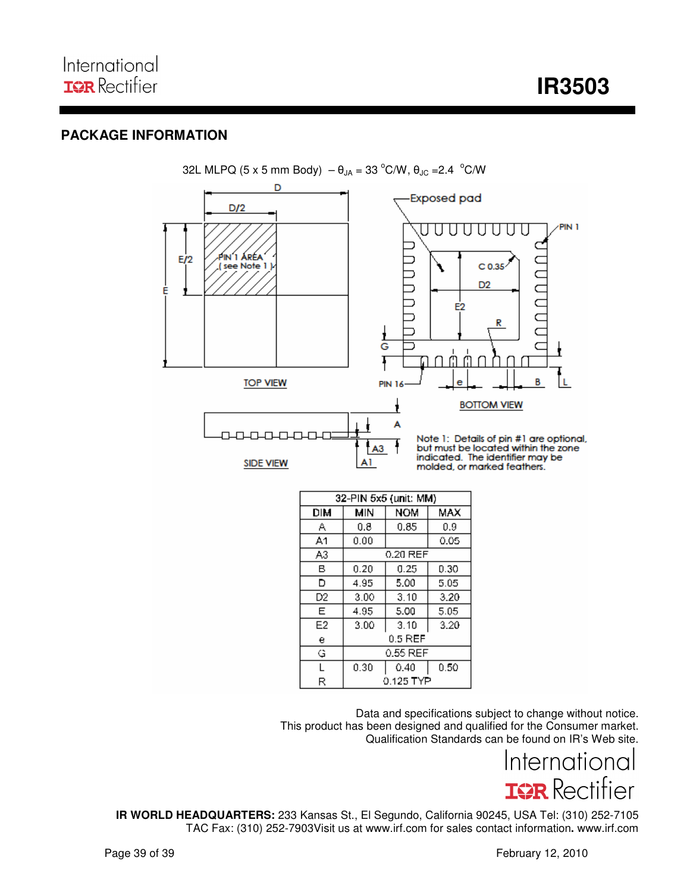## PACKAGE INFORMATION

32L MLPQ (5 x 5 mm Body) – $\theta_{JA}$ = 33 °C/W, $\theta_{JC}$ =2.4 °C/W

D
D/2
E/2
E
PIN 1 AREA
( see Note 1 )
TOP VIEW

Exposed pad
PIN 1
C 0.35
D2
E2
R
G
PIN 16
e
B
L
BOTTOM VIEW

A
A3
A1
SIDE VIEW

Note 1: Details of pin #1 are optional, but must be located within the zone indicated. The identifier may be molded, or marked feathers.

| 32-PIN 5x5 (unit: MM) | | | |
|---|---|---|---|
| DIM | MIN | NOM | MAX |
| A | 0.8 | 0.85 | 0.9 |
| A1 | 0.00 | | 0.05 |
| A3 | 0.20 REF | | |
| B | 0.20 | 0.25 | 0.30 |
| D | 4.95 | 5.00 | 5.05 |
| D2 | 3.00 | 3.10 | 3.20 |
| E | 4.95 | 5.00 | 5.05 |
| E2 | 3.00 | 3.10 | 3.20 |
| e | 0.5 REF | | |
| G | 0.55 REF | | |
| L | 0.30 | 0.40 | 0.50 |
| R | 0.125 TYP | | |

Data and specifications subject to change without notice.
This product has been designed and qualified for the Consumer market.
Qualification Standards can be found on IR's Web site.

International
IOR Rectifier

**IR WORLD HEADQUARTERS:** 233 Kansas St., El Segundo, California 90245, USA Tel: (310) 252-7105
TAC Fax: (310) 252-7903Visit us at www.irf.com for sales contact information**.** www.irf.com

February 12, 2010